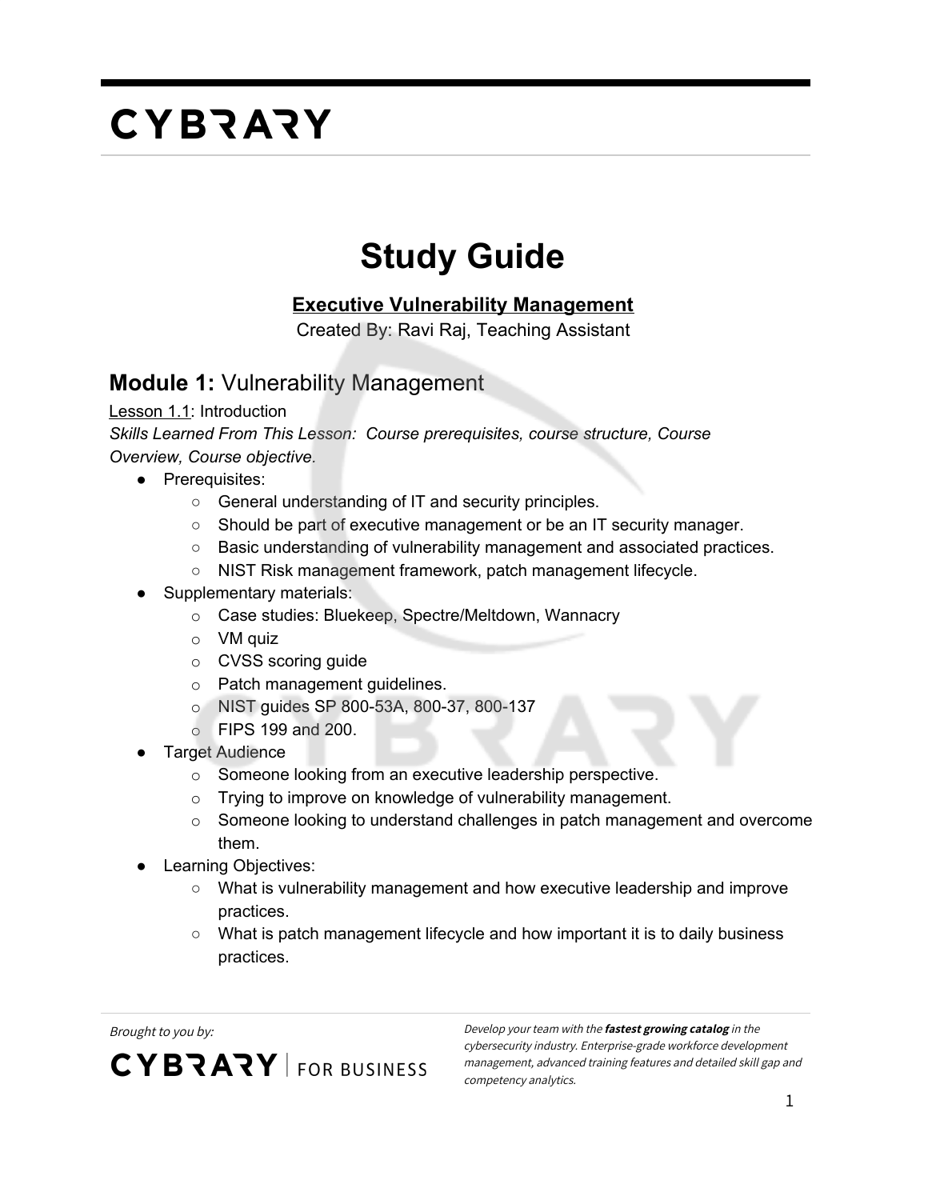# CYBRARY

# Study Guide

**Executive Vulnerability Management**

Created By: Ravi Raj, Teaching Assistant

## **Module 1:** Vulnerability Management

Lesson 1.1: Introduction

*Skills Learned From This Lesson: Course prerequisites, course structure, Course Overview, Course objective.*

- Prerequisites:
  - General understanding of IT and security principles.
  - Should be part of executive management or be an IT security manager.
  - Basic understanding of vulnerability management and associated practices.
  - NIST Risk management framework, patch management lifecycle.
- Supplementary materials:
  - Case studies: Bluekeep, Spectre/Meltdown, Wannacry
  - VM quiz
  - CVSS scoring guide
  - Patch management guidelines.
  - NIST guides SP 800-53A, 800-37, 800-137
  - FIPS 199 and 200.
- Target Audience
  - Someone looking from an executive leadership perspective.
  - Trying to improve on knowledge of vulnerability management.
  - Someone looking to understand challenges in patch management and overcome them.
- Learning Objectives:
  - What is vulnerability management and how executive leadership and improve practices.
  - What is patch management lifecycle and how important it is to daily business practices.

Brought to you by:

CYBRARY | FOR BUSINESS

*Develop your team with the **fastest growing catalog** in the cybersecurity industry. Enterprise-grade workforce development management, advanced training features and detailed skill gap and competency analytics.*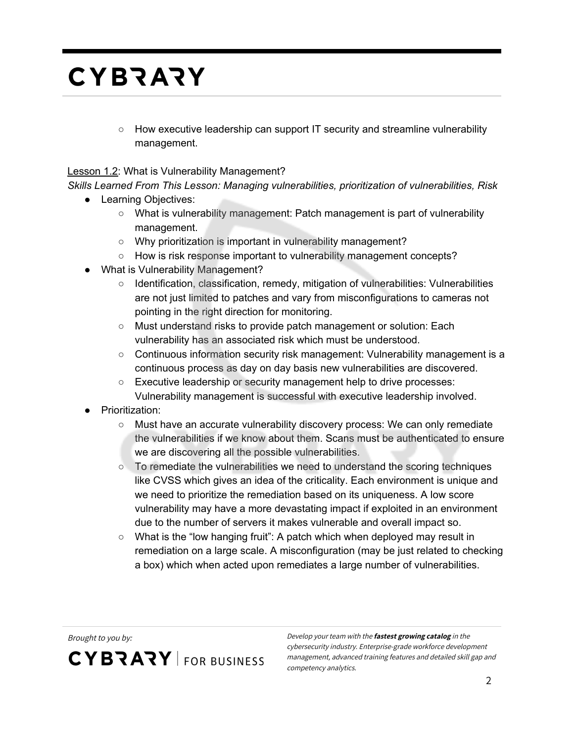- How executive leadership can support IT security and streamline vulnerability management.

Lesson 1.2: What is Vulnerability Management?

*Skills Learned From This Lesson: Managing vulnerabilities, prioritization of vulnerabilities, Risk*

- Learning Objectives:
  - What is vulnerability management: Patch management is part of vulnerability management.
  - Why prioritization is important in vulnerability management?
  - How is risk response important to vulnerability management concepts?
- What is Vulnerability Management?
  - Identification, classification, remedy, mitigation of vulnerabilities: Vulnerabilities are not just limited to patches and vary from misconfigurations to cameras not pointing in the right direction for monitoring.
  - Must understand risks to provide patch management or solution: Each vulnerability has an associated risk which must be understood.
  - Continuous information security risk management: Vulnerability management is a continuous process as day on day basis new vulnerabilities are discovered.
  - Executive leadership or security management help to drive processes: Vulnerability management is successful with executive leadership involved.
- Prioritization:
  - Must have an accurate vulnerability discovery process: We can only remediate the vulnerabilities if we know about them. Scans must be authenticated to ensure we are discovering all the possible vulnerabilities.
  - To remediate the vulnerabilities we need to understand the scoring techniques like CVSS which gives an idea of the criticality. Each environment is unique and we need to prioritize the remediation based on its uniqueness. A low score vulnerability may have a more devastating impact if exploited in an environment due to the number of servers it makes vulnerable and overall impact so.
  - What is the "low hanging fruit": A patch which when deployed may result in remediation on a large scale. A misconfiguration (may be just related to checking a box) which when acted upon remediates a large number of vulnerabilities.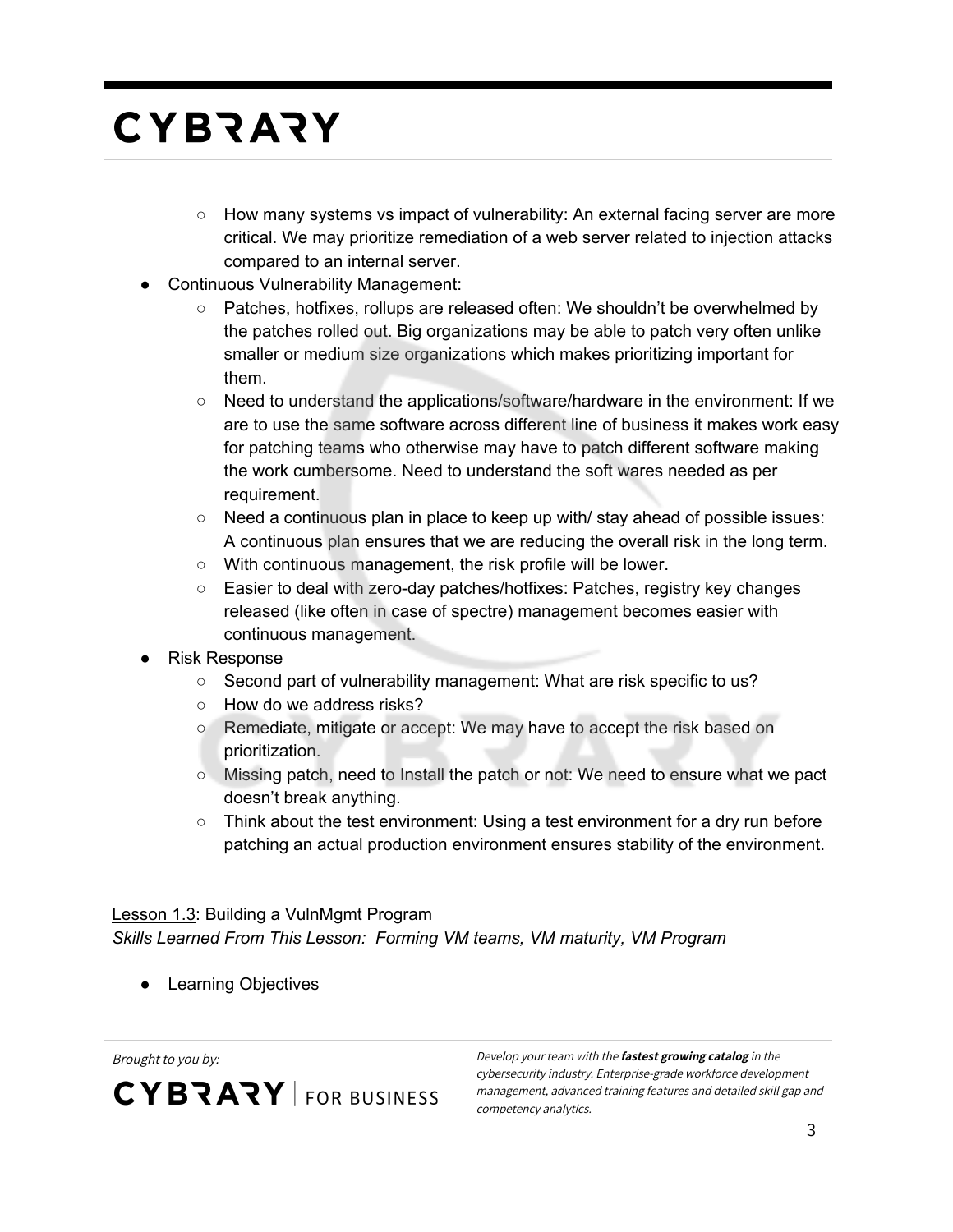- How many systems vs impact of vulnerability: An external facing server are more critical. We may prioritize remediation of a web server related to injection attacks compared to an internal server.
- Continuous Vulnerability Management:
  - Patches, hotfixes, rollups are released often: We shouldn't be overwhelmed by the patches rolled out. Big organizations may be able to patch very often unlike smaller or medium size organizations which makes prioritizing important for them.
  - Need to understand the applications/software/hardware in the environment: If we are to use the same software across different line of business it makes work easy for patching teams who otherwise may have to patch different software making the work cumbersome. Need to understand the soft wares needed as per requirement.
  - Need a continuous plan in place to keep up with/ stay ahead of possible issues: A continuous plan ensures that we are reducing the overall risk in the long term.
  - With continuous management, the risk profile will be lower.
  - Easier to deal with zero-day patches/hotfixes: Patches, registry key changes released (like often in case of spectre) management becomes easier with continuous management.
- Risk Response
  - Second part of vulnerability management: What are risk specific to us?
  - How do we address risks?
  - Remediate, mitigate or accept: We may have to accept the risk based on prioritization.
  - Missing patch, need to Install the patch or not: We need to ensure what we pact doesn't break anything.
  - Think about the test environment: Using a test environment for a dry run before patching an actual production environment ensures stability of the environment.

Lesson 1.3: Building a VulnMgmt Program

*Skills Learned From This Lesson: Forming VM teams, VM maturity, VM Program*

- Learning Objectives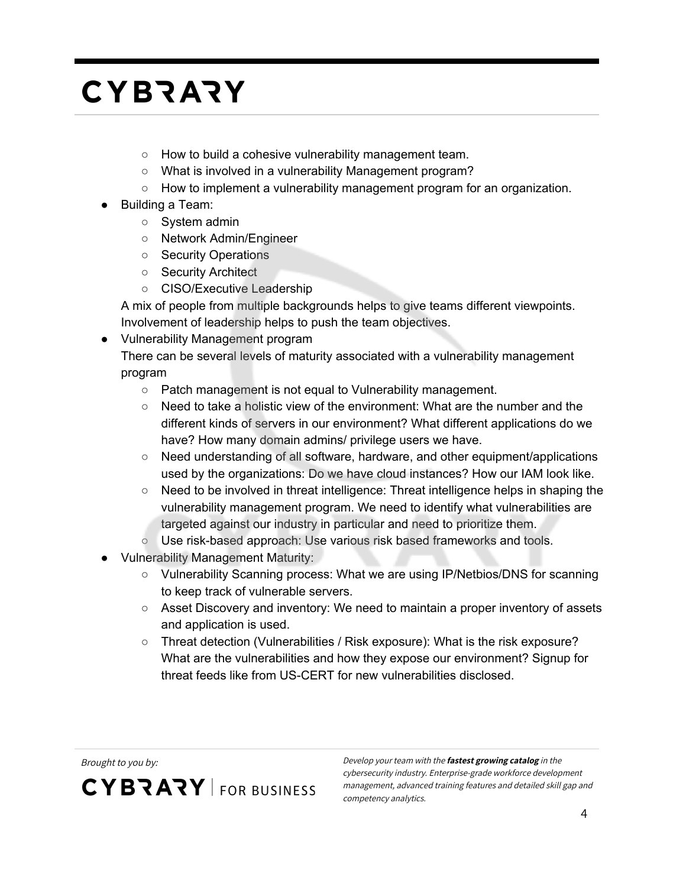- How to build a cohesive vulnerability management team.
  - What is involved in a vulnerability Management program?
  - How to implement a vulnerability management program for an organization.
- Building a Team:
  - System admin
  - Network Admin/Engineer
  - Security Operations
  - Security Architect
  - CISO/Executive Leadership

  A mix of people from multiple backgrounds helps to give teams different viewpoints. Involvement of leadership helps to push the team objectives.
- Vulnerability Management program

  There can be several levels of maturity associated with a vulnerability management program
  - Patch management is not equal to Vulnerability management.
  - Need to take a holistic view of the environment: What are the number and the different kinds of servers in our environment? What different applications do we have? How many domain admins/ privilege users we have.
  - Need understanding of all software, hardware, and other equipment/applications used by the organizations: Do we have cloud instances? How our IAM look like.
  - Need to be involved in threat intelligence: Threat intelligence helps in shaping the vulnerability management program. We need to identify what vulnerabilities are targeted against our industry in particular and need to prioritize them.
  - Use risk-based approach: Use various risk based frameworks and tools.
- Vulnerability Management Maturity:
  - Vulnerability Scanning process: What we are using IP/Netbios/DNS for scanning to keep track of vulnerable servers.
  - Asset Discovery and inventory: We need to maintain a proper inventory of assets and application is used.
  - Threat detection (Vulnerabilities / Risk exposure): What is the risk exposure? What are the vulnerabilities and how they expose our environment? Signup for threat feeds like from US-CERT for new vulnerabilities disclosed.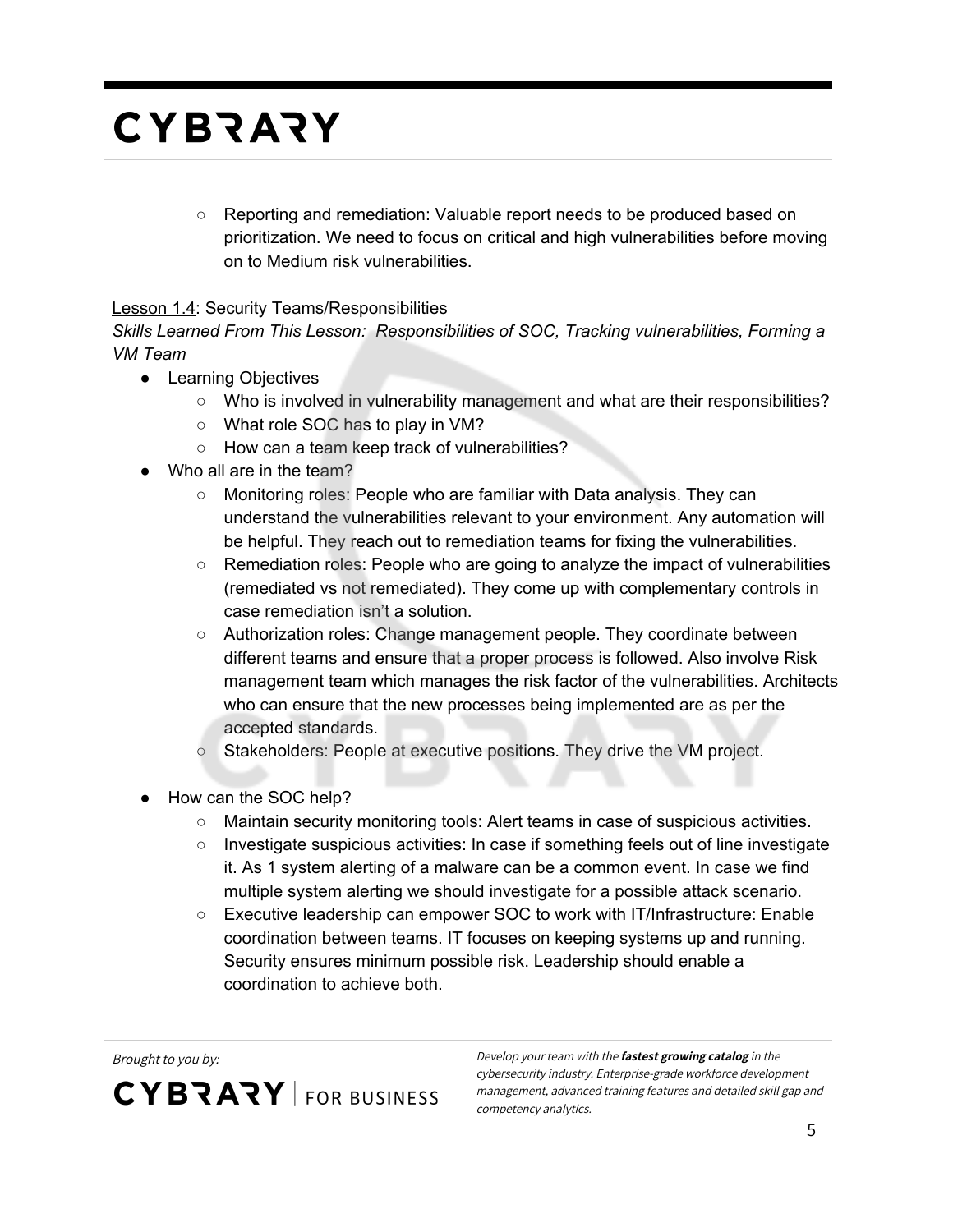- Reporting and remediation: Valuable report needs to be produced based on prioritization. We need to focus on critical and high vulnerabilities before moving on to Medium risk vulnerabilities.

Lesson 1.4: Security Teams/Responsibilities

*Skills Learned From This Lesson: Responsibilities of SOC, Tracking vulnerabilities, Forming a VM Team*

- Learning Objectives
  - Who is involved in vulnerability management and what are their responsibilities?
  - What role SOC has to play in VM?
  - How can a team keep track of vulnerabilities?
- Who all are in the team?
  - Monitoring roles: People who are familiar with Data analysis. They can understand the vulnerabilities relevant to your environment. Any automation will be helpful. They reach out to remediation teams for fixing the vulnerabilities.
  - Remediation roles: People who are going to analyze the impact of vulnerabilities (remediated vs not remediated). They come up with complementary controls in case remediation isn't a solution.
  - Authorization roles: Change management people. They coordinate between different teams and ensure that a proper process is followed. Also involve Risk management team which manages the risk factor of the vulnerabilities. Architects who can ensure that the new processes being implemented are as per the accepted standards.
  - Stakeholders: People at executive positions. They drive the VM project.
- How can the SOC help?
  - Maintain security monitoring tools: Alert teams in case of suspicious activities.
  - Investigate suspicious activities: In case if something feels out of line investigate it. As 1 system alerting of a malware can be a common event. In case we find multiple system alerting we should investigate for a possible attack scenario.
  - Executive leadership can empower SOC to work with IT/Infrastructure: Enable coordination between teams. IT focuses on keeping systems up and running. Security ensures minimum possible risk. Leadership should enable a coordination to achieve both.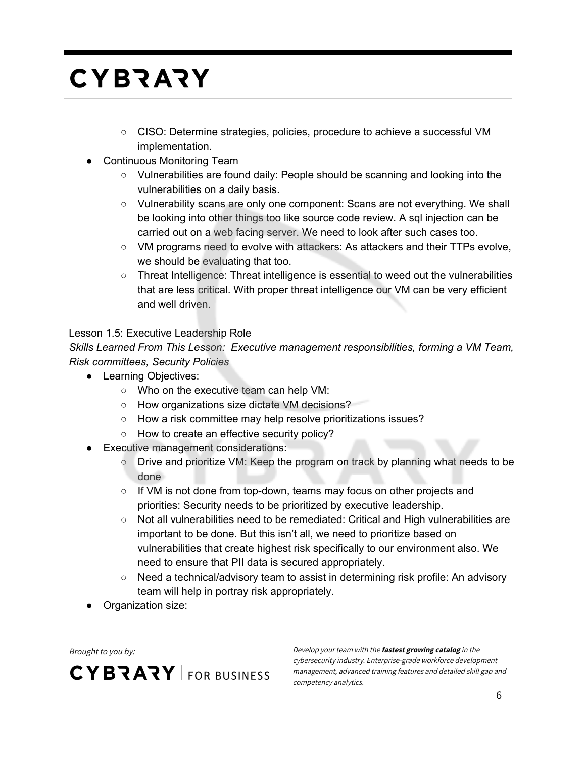- CISO: Determine strategies, policies, procedure to achieve a successful VM implementation.
- Continuous Monitoring Team
    - Vulnerabilities are found daily: People should be scanning and looking into the vulnerabilities on a daily basis.
    - Vulnerability scans are only one component: Scans are not everything. We shall be looking into other things too like source code review. A sql injection can be carried out on a web facing server. We need to look after such cases too.
    - VM programs need to evolve with attackers: As attackers and their TTPs evolve, we should be evaluating that too.
    - Threat Intelligence: Threat intelligence is essential to weed out the vulnerabilities that are less critical. With proper threat intelligence our VM can be very efficient and well driven.

Lesson 1.5: Executive Leadership Role

*Skills Learned From This Lesson: Executive management responsibilities, forming a VM Team, Risk committees, Security Policies*

- Learning Objectives:
    - Who on the executive team can help VM:
    - How organizations size dictate VM decisions?
    - How a risk committee may help resolve prioritizations issues?
    - How to create an effective security policy?
- Executive management considerations:
    - Drive and prioritize VM: Keep the program on track by planning what needs to be done
    - If VM is not done from top-down, teams may focus on other projects and priorities: Security needs to be prioritized by executive leadership.
    - Not all vulnerabilities need to be remediated: Critical and High vulnerabilities are important to be done. But this isn't all, we need to prioritize based on vulnerabilities that create highest risk specifically to our environment also. We need to ensure that PII data is secured appropriately.
    - Need a technical/advisory team to assist in determining risk profile: An advisory team will help in portray risk appropriately.
- Organization size: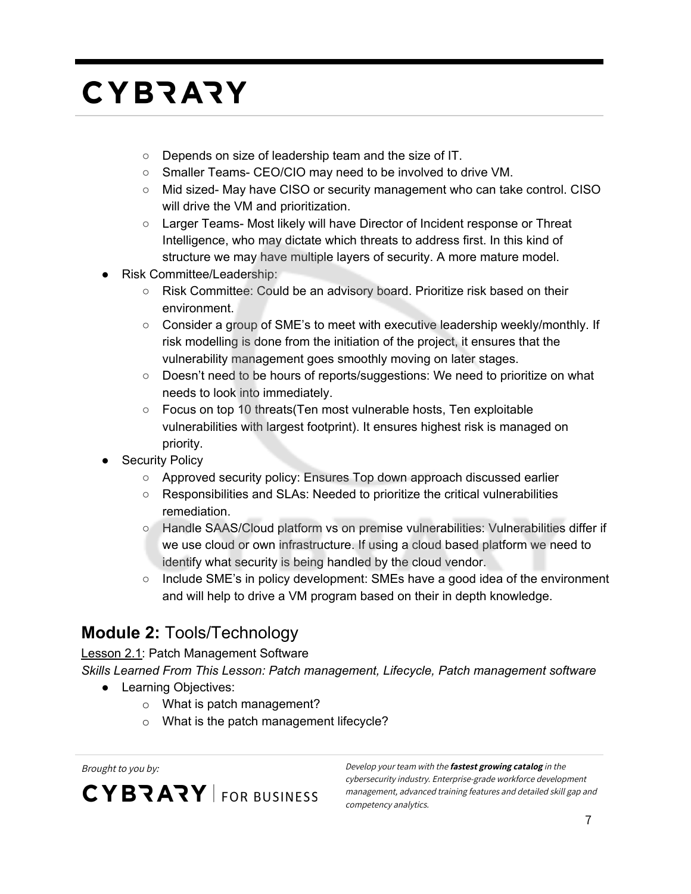- Depends on size of leadership team and the size of IT.
  - Smaller Teams- CEO/CIO may need to be involved to drive VM.
  - Mid sized- May have CISO or security management who can take control. CISO will drive the VM and prioritization.
  - Larger Teams- Most likely will have Director of Incident response or Threat Intelligence, who may dictate which threats to address first. In this kind of structure we may have multiple layers of security. A more mature model.
- Risk Committee/Leadership:
  - Risk Committee: Could be an advisory board. Prioritize risk based on their environment.
  - Consider a group of SME's to meet with executive leadership weekly/monthly. If risk modelling is done from the initiation of the project, it ensures that the vulnerability management goes smoothly moving on later stages.
  - Doesn't need to be hours of reports/suggestions: We need to prioritize on what needs to look into immediately.
  - Focus on top 10 threats(Ten most vulnerable hosts, Ten exploitable vulnerabilities with largest footprint). It ensures highest risk is managed on priority.
- Security Policy
  - Approved security policy: Ensures Top down approach discussed earlier
  - Responsibilities and SLAs: Needed to prioritize the critical vulnerabilities remediation.
  - Handle SAAS/Cloud platform vs on premise vulnerabilities: Vulnerabilities differ if we use cloud or own infrastructure. If using a cloud based platform we need to identify what security is being handled by the cloud vendor.
  - Include SME's in policy development: SMEs have a good idea of the environment and will help to drive a VM program based on their in depth knowledge.

## **Module 2:** Tools/Technology

Lesson 2.1: Patch Management Software

*Skills Learned From This Lesson: Patch management, Lifecycle, Patch management software*

- Learning Objectives:
  - What is patch management?
  - What is the patch management lifecycle?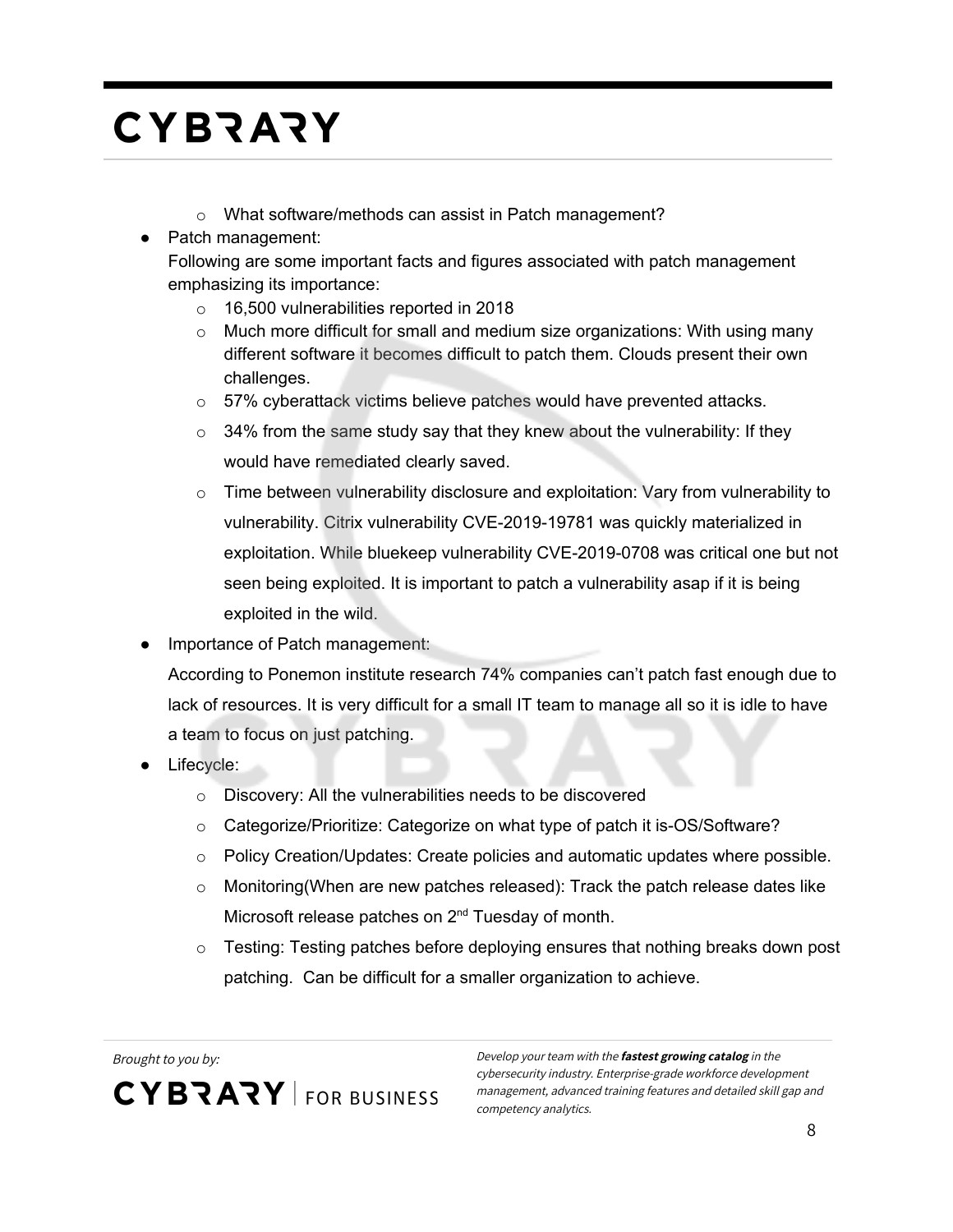- What software/methods can assist in Patch management?
- Patch management:
  Following are some important facts and figures associated with patch management emphasizing its importance:
  - 16,500 vulnerabilities reported in 2018
  - Much more difficult for small and medium size organizations: With using many different software it becomes difficult to patch them. Clouds present their own challenges.
  - 57% cyberattack victims believe patches would have prevented attacks.
  - 34% from the same study say that they knew about the vulnerability: If they would have remediated clearly saved.
  - Time between vulnerability disclosure and exploitation: Vary from vulnerability to vulnerability. Citrix vulnerability CVE-2019-19781 was quickly materialized in exploitation. While bluekeep vulnerability CVE-2019-0708 was critical one but not seen being exploited. It is important to patch a vulnerability asap if it is being exploited in the wild.
- Importance of Patch management:
  According to Ponemon institute research 74% companies can't patch fast enough due to lack of resources. It is very difficult for a small IT team to manage all so it is idle to have a team to focus on just patching.
- Lifecycle:
  - Discovery: All the vulnerabilities needs to be discovered
  - Categorize/Prioritize: Categorize on what type of patch it is-OS/Software?
  - Policy Creation/Updates: Create policies and automatic updates where possible.
  - Monitoring(When are new patches released): Track the patch release dates like Microsoft release patches on 2nd Tuesday of month.
  - Testing: Testing patches before deploying ensures that nothing breaks down post patching. Can be difficult for a smaller organization to achieve.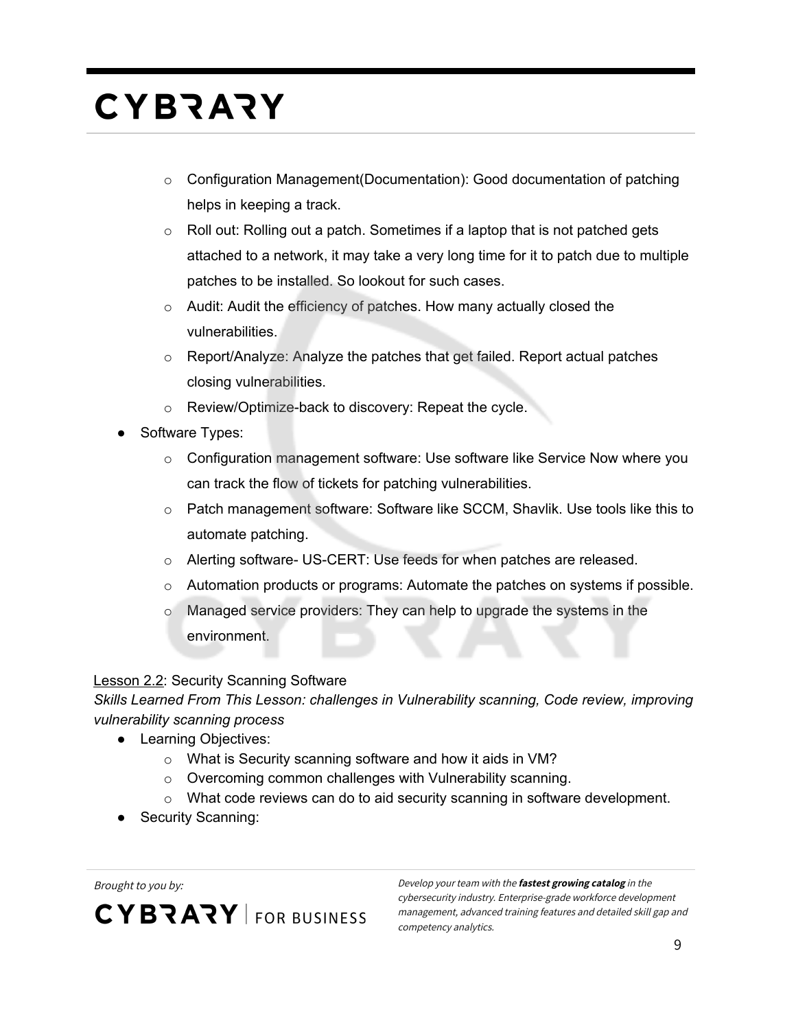- Configuration Management(Documentation): Good documentation of patching helps in keeping a track.
    - Roll out: Rolling out a patch. Sometimes if a laptop that is not patched gets attached to a network, it may take a very long time for it to patch due to multiple patches to be installed. So lookout for such cases.
    - Audit: Audit the efficiency of patches. How many actually closed the vulnerabilities.
    - Report/Analyze: Analyze the patches that get failed. Report actual patches closing vulnerabilities.
    - Review/Optimize-back to discovery: Repeat the cycle.
- Software Types:
    - Configuration management software: Use software like Service Now where you can track the flow of tickets for patching vulnerabilities.
    - Patch management software: Software like SCCM, Shavlik. Use tools like this to automate patching.
    - Alerting software- US-CERT: Use feeds for when patches are released.
    - Automation products or programs: Automate the patches on systems if possible.
    - Managed service providers: They can help to upgrade the systems in the environment.

Lesson 2.2: Security Scanning Software

*Skills Learned From This Lesson: challenges in Vulnerability scanning, Code review, improving vulnerability scanning process*

- Learning Objectives:
    - What is Security scanning software and how it aids in VM?
    - Overcoming common challenges with Vulnerability scanning.
    - What code reviews can do to aid security scanning in software development.
- Security Scanning: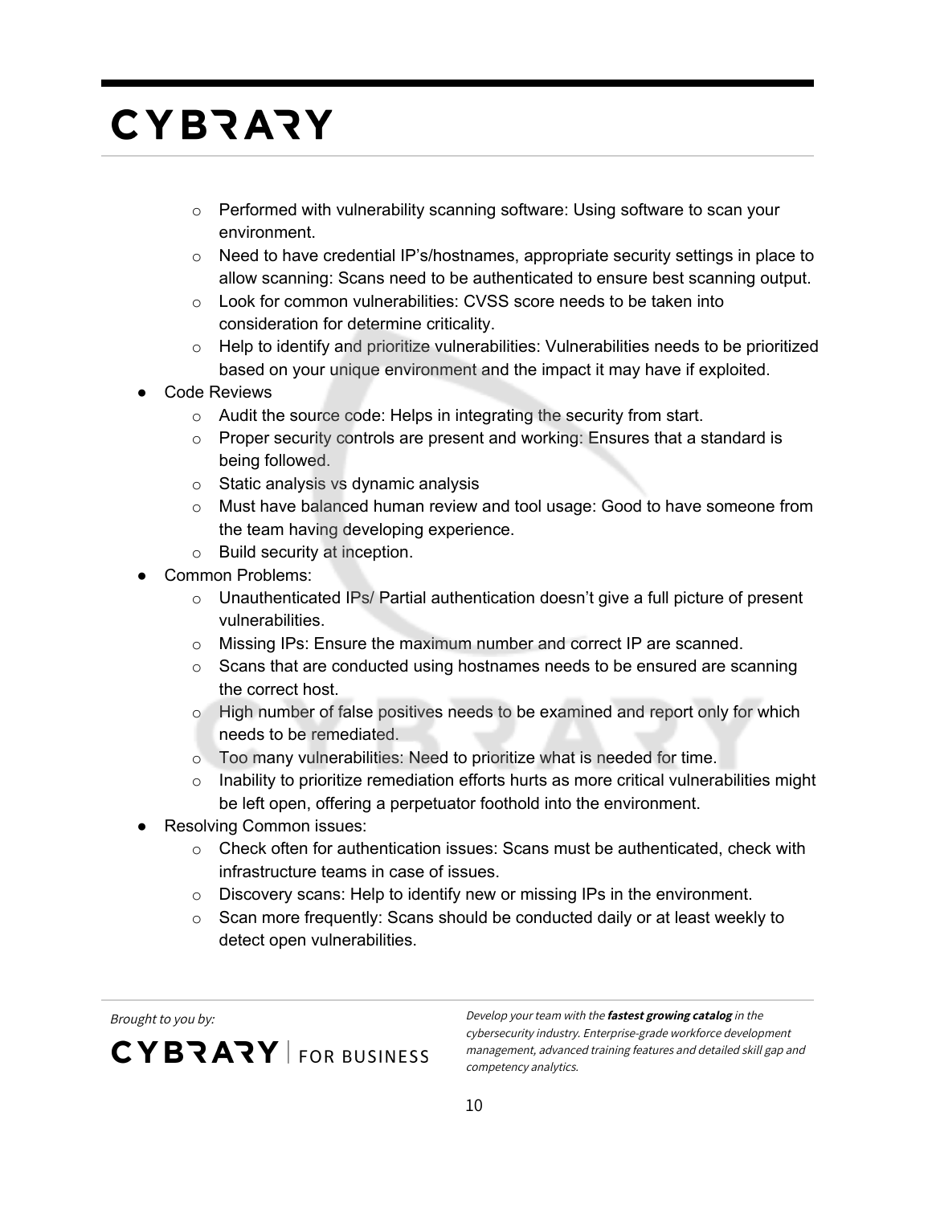- Performed with vulnerability scanning software: Using software to scan your environment.
  - Need to have credential IP's/hostnames, appropriate security settings in place to allow scanning: Scans need to be authenticated to ensure best scanning output.
  - Look for common vulnerabilities: CVSS score needs to be taken into consideration for determine criticality.
  - Help to identify and prioritize vulnerabilities: Vulnerabilities needs to be prioritized based on your unique environment and the impact it may have if exploited.
- Code Reviews
  - Audit the source code: Helps in integrating the security from start.
  - Proper security controls are present and working: Ensures that a standard is being followed.
  - Static analysis vs dynamic analysis
  - Must have balanced human review and tool usage: Good to have someone from the team having developing experience.
  - Build security at inception.
- Common Problems:
  - Unauthenticated IPs/ Partial authentication doesn't give a full picture of present vulnerabilities.
  - Missing IPs: Ensure the maximum number and correct IP are scanned.
  - Scans that are conducted using hostnames needs to be ensured are scanning the correct host.
  - High number of false positives needs to be examined and report only for which needs to be remediated.
  - Too many vulnerabilities: Need to prioritize what is needed for time.
  - Inability to prioritize remediation efforts hurts as more critical vulnerabilities might be left open, offering a perpetuator foothold into the environment.
- Resolving Common issues:
  - Check often for authentication issues: Scans must be authenticated, check with infrastructure teams in case of issues.
  - Discovery scans: Help to identify new or missing IPs in the environment.
  - Scan more frequently: Scans should be conducted daily or at least weekly to detect open vulnerabilities.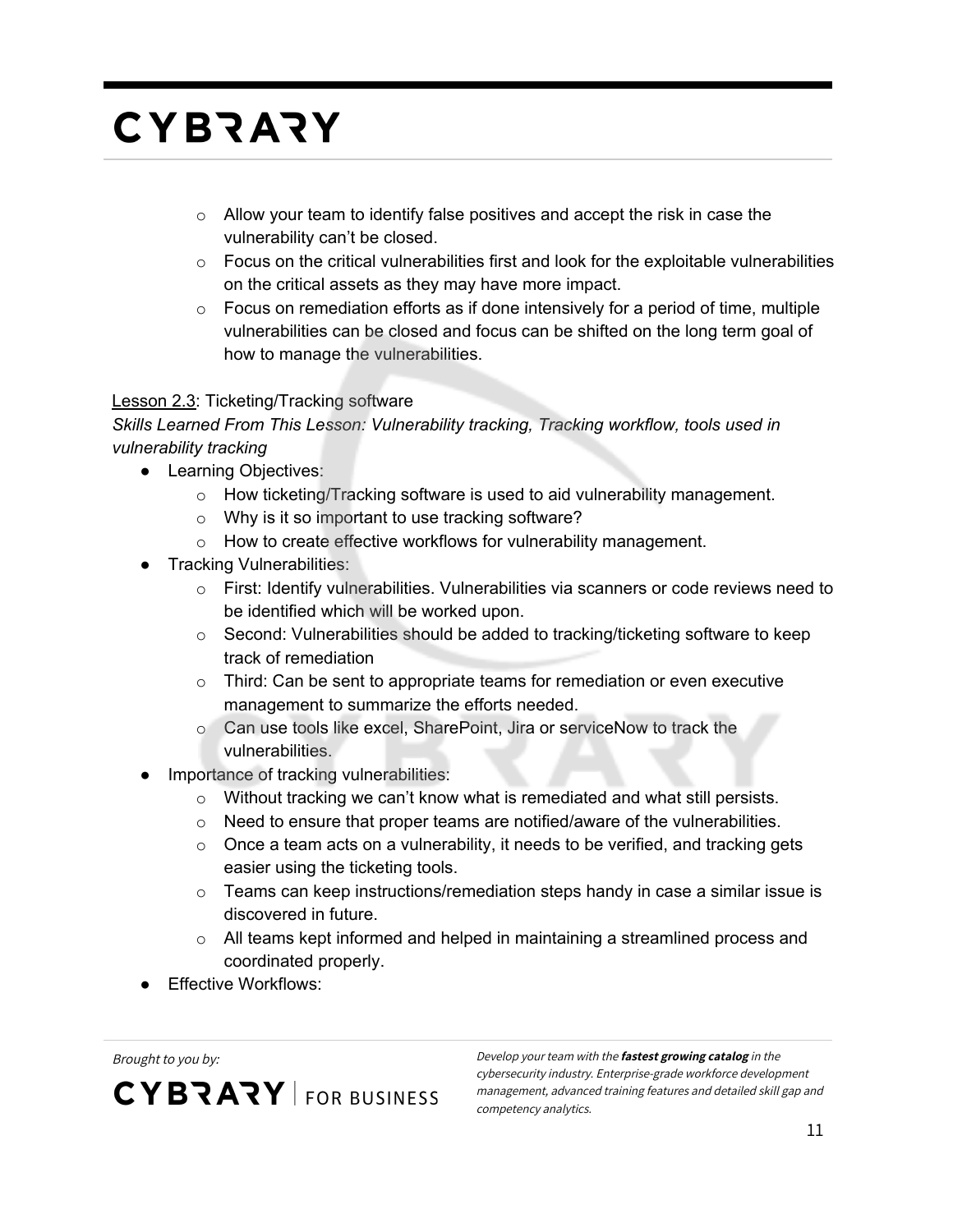- Allow your team to identify false positives and accept the risk in case the vulnerability can't be closed.
  - Focus on the critical vulnerabilities first and look for the exploitable vulnerabilities on the critical assets as they may have more impact.
  - Focus on remediation efforts as if done intensively for a period of time, multiple vulnerabilities can be closed and focus can be shifted on the long term goal of how to manage the vulnerabilities.

<u>Lesson 2.3</u>: Ticketing/Tracking software

*Skills Learned From This Lesson: Vulnerability tracking, Tracking workflow, tools used in vulnerability tracking*

- Learning Objectives:
  - How ticketing/Tracking software is used to aid vulnerability management.
  - Why is it so important to use tracking software?
  - How to create effective workflows for vulnerability management.
- Tracking Vulnerabilities:
  - First: Identify vulnerabilities. Vulnerabilities via scanners or code reviews need to be identified which will be worked upon.
  - Second: Vulnerabilities should be added to tracking/ticketing software to keep track of remediation
  - Third: Can be sent to appropriate teams for remediation or even executive management to summarize the efforts needed.
  - Can use tools like excel, SharePoint, Jira or serviceNow to track the vulnerabilities.
- Importance of tracking vulnerabilities:
  - Without tracking we can't know what is remediated and what still persists.
  - Need to ensure that proper teams are notified/aware of the vulnerabilities.
  - Once a team acts on a vulnerability, it needs to be verified, and tracking gets easier using the ticketing tools.
  - Teams can keep instructions/remediation steps handy in case a similar issue is discovered in future.
  - All teams kept informed and helped in maintaining a streamlined process and coordinated properly.
- Effective Workflows: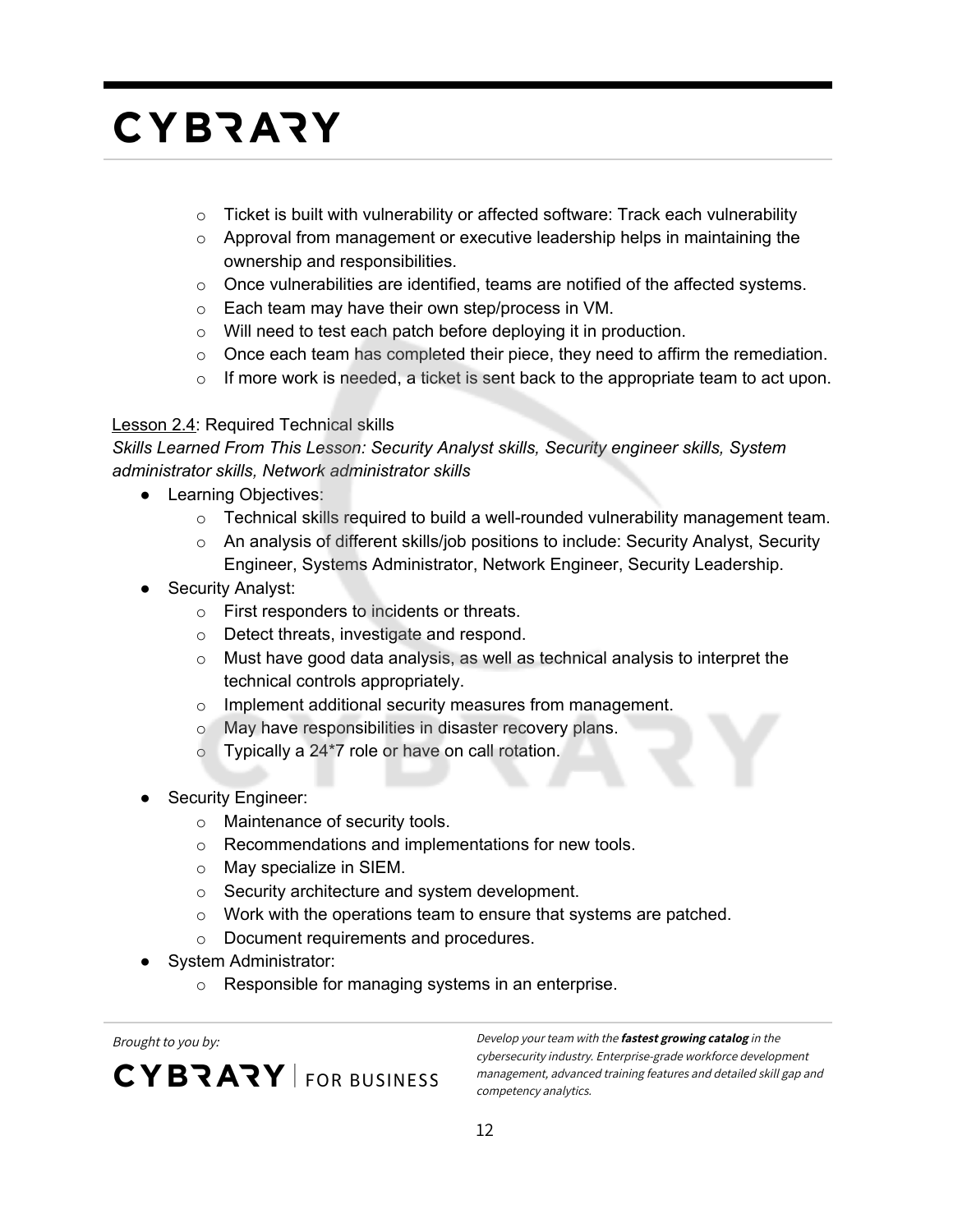- Ticket is built with vulnerability or affected software: Track each vulnerability
    - Approval from management or executive leadership helps in maintaining the ownership and responsibilities.
    - Once vulnerabilities are identified, teams are notified of the affected systems.
    - Each team may have their own step/process in VM.
    - Will need to test each patch before deploying it in production.
    - Once each team has completed their piece, they need to affirm the remediation.
    - If more work is needed, a ticket is sent back to the appropriate team to act upon.

Lesson 2.4: Required Technical skills

*Skills Learned From This Lesson: Security Analyst skills, Security engineer skills, System administrator skills, Network administrator skills*

- Learning Objectives:
    - Technical skills required to build a well-rounded vulnerability management team.
    - An analysis of different skills/job positions to include: Security Analyst, Security Engineer, Systems Administrator, Network Engineer, Security Leadership.
- Security Analyst:
    - First responders to incidents or threats.
    - Detect threats, investigate and respond.
    - Must have good data analysis, as well as technical analysis to interpret the technical controls appropriately.
    - Implement additional security measures from management.
    - May have responsibilities in disaster recovery plans.
    - Typically a 24*7 role or have on call rotation.
- Security Engineer:
    - Maintenance of security tools.
    - Recommendations and implementations for new tools.
    - May specialize in SIEM.
    - Security architecture and system development.
    - Work with the operations team to ensure that systems are patched.
    - Document requirements and procedures.
- System Administrator:
    - Responsible for managing systems in an enterprise.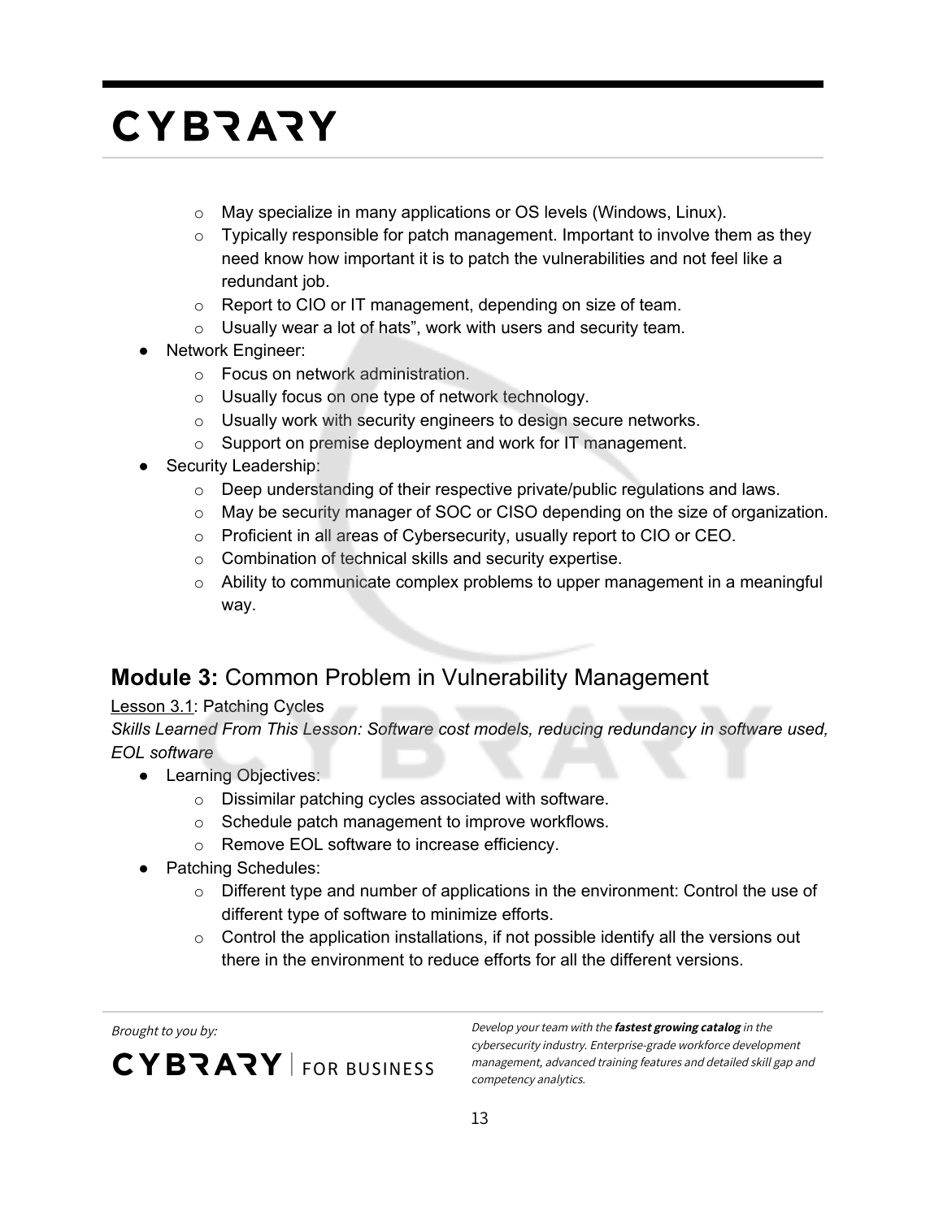- May specialize in many applications or OS levels (Windows, Linux).
  - Typically responsible for patch management. Important to involve them as they need know how important it is to patch the vulnerabilities and not feel like a redundant job.
  - Report to CIO or IT management, depending on size of team.
  - Usually wear a lot of hats", work with users and security team.
- Network Engineer:
  - Focus on network administration.
  - Usually focus on one type of network technology.
  - Usually work with security engineers to design secure networks.
  - Support on premise deployment and work for IT management.
- Security Leadership:
  - Deep understanding of their respective private/public regulations and laws.
  - May be security manager of SOC or CISO depending on the size of organization.
  - Proficient in all areas of Cybersecurity, usually report to CIO or CEO.
  - Combination of technical skills and security expertise.
  - Ability to communicate complex problems to upper management in a meaningful way.

## **Module 3:** Common Problem in Vulnerability Management

Lesson 3.1: Patching Cycles

*Skills Learned From This Lesson: Software cost models, reducing redundancy in software used, EOL software*

- Learning Objectives:
  - Dissimilar patching cycles associated with software.
  - Schedule patch management to improve workflows.
  - Remove EOL software to increase efficiency.
- Patching Schedules:
  - Different type and number of applications in the environment: Control the use of different type of software to minimize efforts.
  - Control the application installations, if not possible identify all the versions out there in the environment to reduce efforts for all the different versions.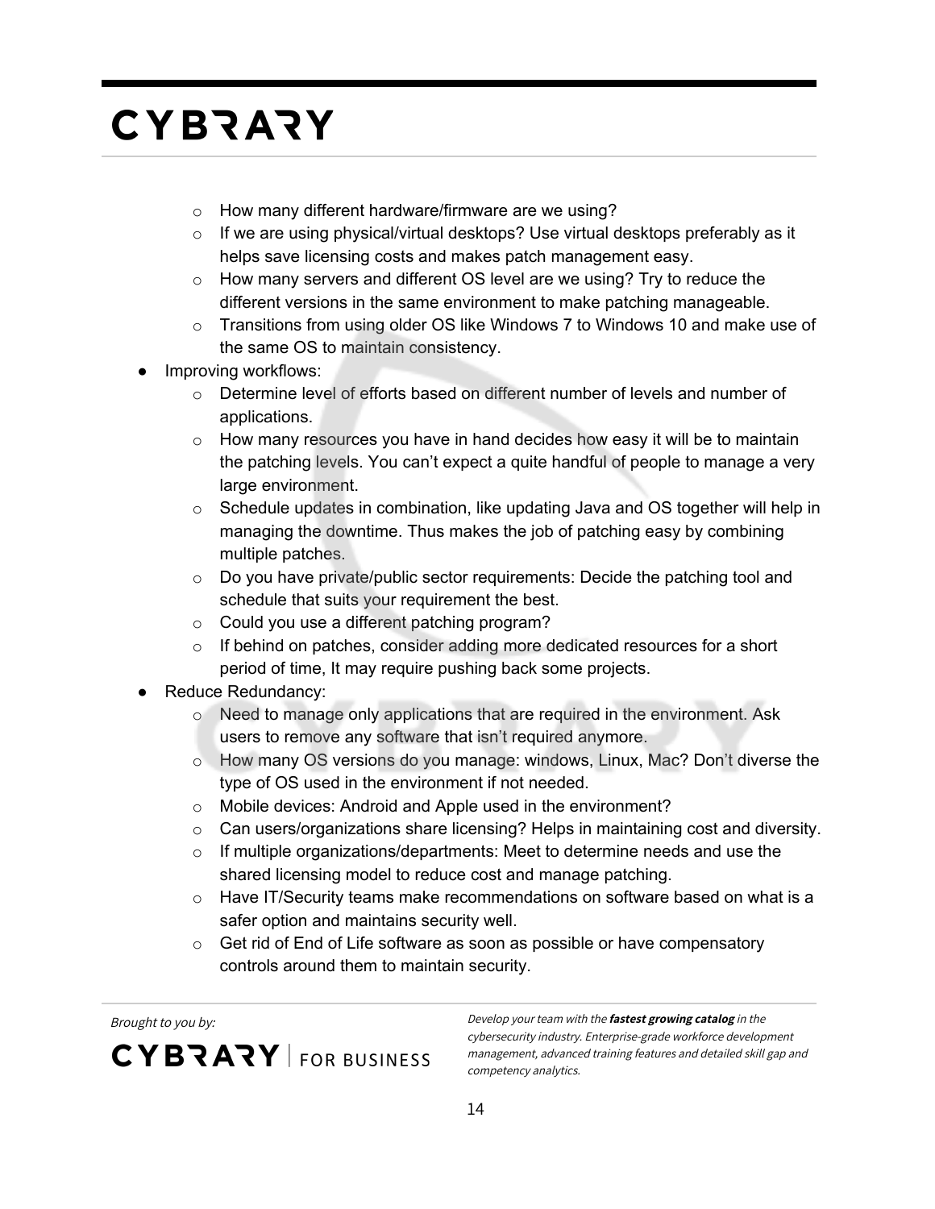- How many different hardware/firmware are we using?
  - If we are using physical/virtual desktops? Use virtual desktops preferably as it helps save licensing costs and makes patch management easy.
  - How many servers and different OS level are we using? Try to reduce the different versions in the same environment to make patching manageable.
  - Transitions from using older OS like Windows 7 to Windows 10 and make use of the same OS to maintain consistency.
- Improving workflows:
  - Determine level of efforts based on different number of levels and number of applications.
  - How many resources you have in hand decides how easy it will be to maintain the patching levels. You can't expect a quite handful of people to manage a very large environment.
  - Schedule updates in combination, like updating Java and OS together will help in managing the downtime. Thus makes the job of patching easy by combining multiple patches.
  - Do you have private/public sector requirements: Decide the patching tool and schedule that suits your requirement the best.
  - Could you use a different patching program?
  - If behind on patches, consider adding more dedicated resources for a short period of time, It may require pushing back some projects.
- Reduce Redundancy:
  - Need to manage only applications that are required in the environment. Ask users to remove any software that isn't required anymore.
  - How many OS versions do you manage: windows, Linux, Mac? Don't diverse the type of OS used in the environment if not needed.
  - Mobile devices: Android and Apple used in the environment?
  - Can users/organizations share licensing? Helps in maintaining cost and diversity.
  - If multiple organizations/departments: Meet to determine needs and use the shared licensing model to reduce cost and manage patching.
  - Have IT/Security teams make recommendations on software based on what is a safer option and maintains security well.
  - Get rid of End of Life software as soon as possible or have compensatory controls around them to maintain security.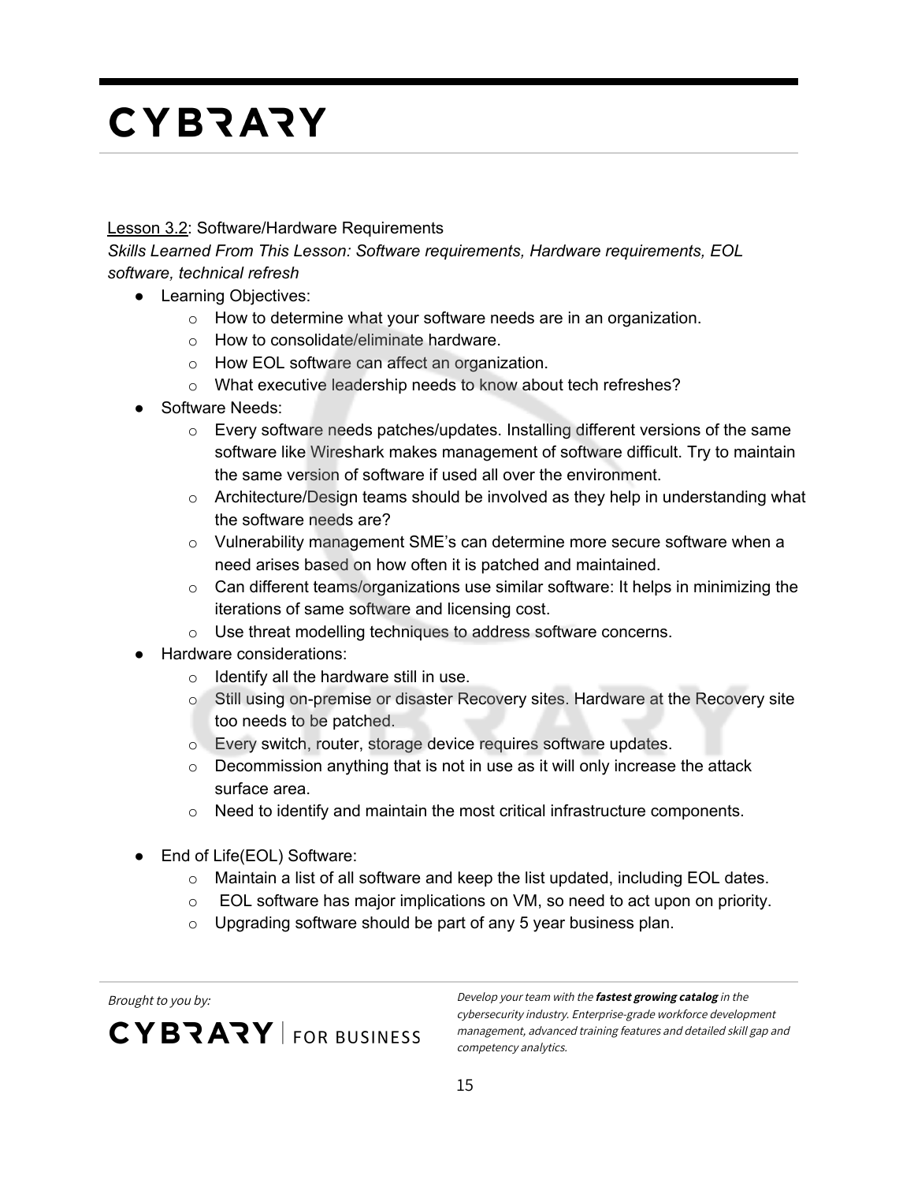Lesson 3.2: Software/Hardware Requirements

*Skills Learned From This Lesson: Software requirements, Hardware requirements, EOL software, technical refresh*

- Learning Objectives:
  - How to determine what your software needs are in an organization.
  - How to consolidate/eliminate hardware.
  - How EOL software can affect an organization.
  - What executive leadership needs to know about tech refreshes?
- Software Needs:
  - Every software needs patches/updates. Installing different versions of the same software like Wireshark makes management of software difficult. Try to maintain the same version of software if used all over the environment.
  - Architecture/Design teams should be involved as they help in understanding what the software needs are?
  - Vulnerability management SME's can determine more secure software when a need arises based on how often it is patched and maintained.
  - Can different teams/organizations use similar software: It helps in minimizing the iterations of same software and licensing cost.
  - Use threat modelling techniques to address software concerns.
- Hardware considerations:
  - Identify all the hardware still in use.
  - Still using on-premise or disaster Recovery sites. Hardware at the Recovery site too needs to be patched.
  - Every switch, router, storage device requires software updates.
  - Decommission anything that is not in use as it will only increase the attack surface area.
  - Need to identify and maintain the most critical infrastructure components.
- End of Life(EOL) Software:
  - Maintain a list of all software and keep the list updated, including EOL dates.
  - EOL software has major implications on VM, so need to act upon on priority.
  - Upgrading software should be part of any 5 year business plan.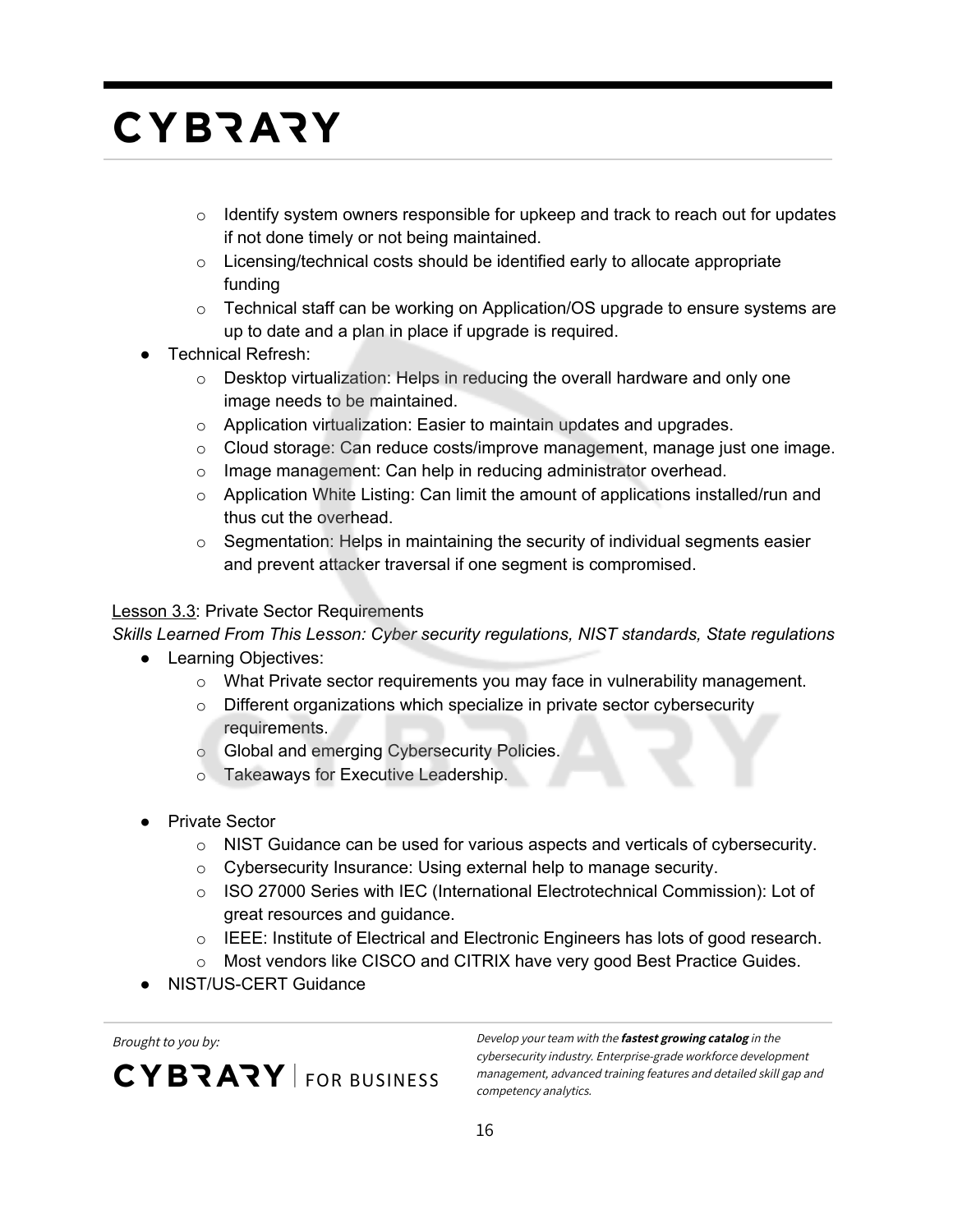- Identify system owners responsible for upkeep and track to reach out for updates if not done timely or not being maintained.
  - Licensing/technical costs should be identified early to allocate appropriate funding
  - Technical staff can be working on Application/OS upgrade to ensure systems are up to date and a plan in place if upgrade is required.
- Technical Refresh:
  - Desktop virtualization: Helps in reducing the overall hardware and only one image needs to be maintained.
  - Application virtualization: Easier to maintain updates and upgrades.
  - Cloud storage: Can reduce costs/improve management, manage just one image.
  - Image management: Can help in reducing administrator overhead.
  - Application White Listing: Can limit the amount of applications installed/run and thus cut the overhead.
  - Segmentation: Helps in maintaining the security of individual segments easier and prevent attacker traversal if one segment is compromised.

Lesson 3.3: Private Sector Requirements

*Skills Learned From This Lesson: Cyber security regulations, NIST standards, State regulations*

- Learning Objectives:
  - What Private sector requirements you may face in vulnerability management.
  - Different organizations which specialize in private sector cybersecurity requirements.
  - Global and emerging Cybersecurity Policies.
  - Takeaways for Executive Leadership.

- Private Sector
  - NIST Guidance can be used for various aspects and verticals of cybersecurity.
  - Cybersecurity Insurance: Using external help to manage security.
  - ISO 27000 Series with IEC (International Electrotechnical Commission): Lot of great resources and guidance.
  - IEEE: Institute of Electrical and Electronic Engineers has lots of good research.
  - Most vendors like CISCO and CITRIX have very good Best Practice Guides.
- NIST/US-CERT Guidance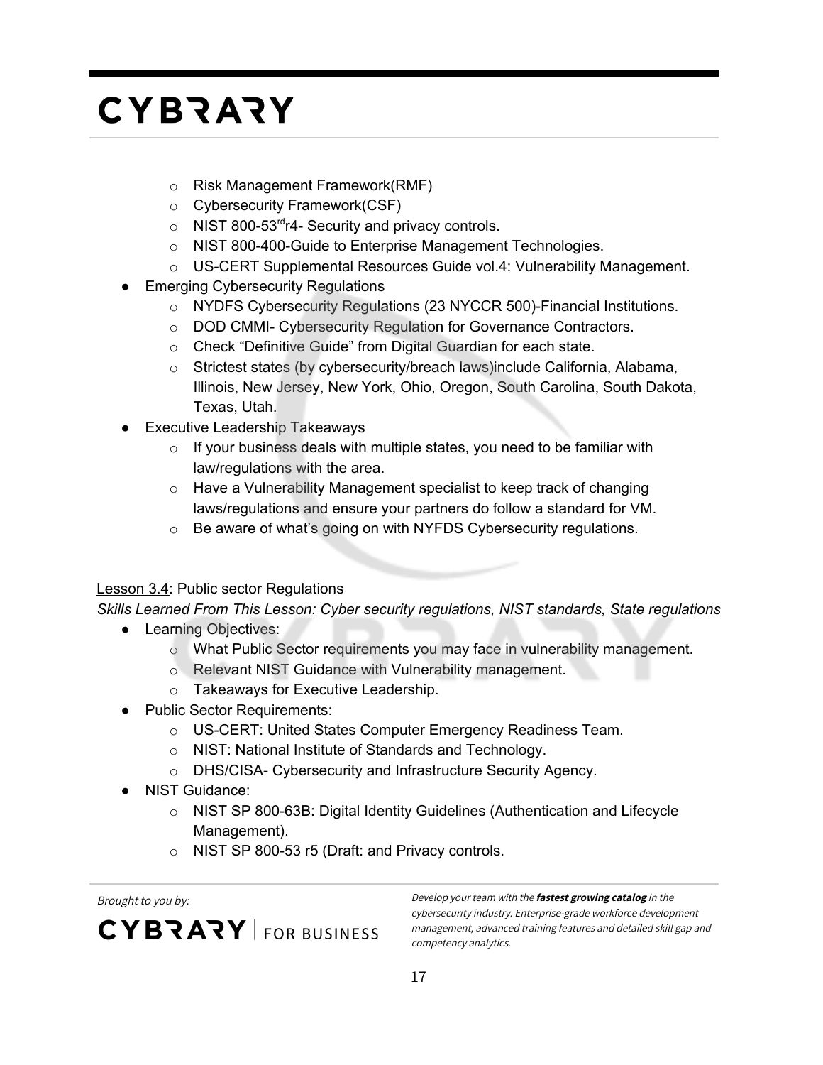- Risk Management Framework(RMF)
  - Cybersecurity Framework(CSF)
  - NIST 800-53rd r4- Security and privacy controls.
  - NIST 800-400-Guide to Enterprise Management Technologies.
  - US-CERT Supplemental Resources Guide vol.4: Vulnerability Management.
- Emerging Cybersecurity Regulations
  - NYDFS Cybersecurity Regulations (23 NYCCR 500)-Financial Institutions.
  - DOD CMMI- Cybersecurity Regulation for Governance Contractors.
  - Check "Definitive Guide" from Digital Guardian for each state.
  - Strictest states (by cybersecurity/breach laws)include California, Alabama, Illinois, New Jersey, New York, Ohio, Oregon, South Carolina, South Dakota, Texas, Utah.
- Executive Leadership Takeaways
  - If your business deals with multiple states, you need to be familiar with law/regulations with the area.
  - Have a Vulnerability Management specialist to keep track of changing laws/regulations and ensure your partners do follow a standard for VM.
  - Be aware of what's going on with NYFDS Cybersecurity regulations.

Lesson 3.4: Public sector Regulations

*Skills Learned From This Lesson: Cyber security regulations, NIST standards, State regulations*

- Learning Objectives:
  - What Public Sector requirements you may face in vulnerability management.
  - Relevant NIST Guidance with Vulnerability management.
  - Takeaways for Executive Leadership.
- Public Sector Requirements:
  - US-CERT: United States Computer Emergency Readiness Team.
  - NIST: National Institute of Standards and Technology.
  - DHS/CISA- Cybersecurity and Infrastructure Security Agency.
- NIST Guidance:
  - NIST SP 800-63B: Digital Identity Guidelines (Authentication and Lifecycle Management).
  - NIST SP 800-53 r5 (Draft: and Privacy controls.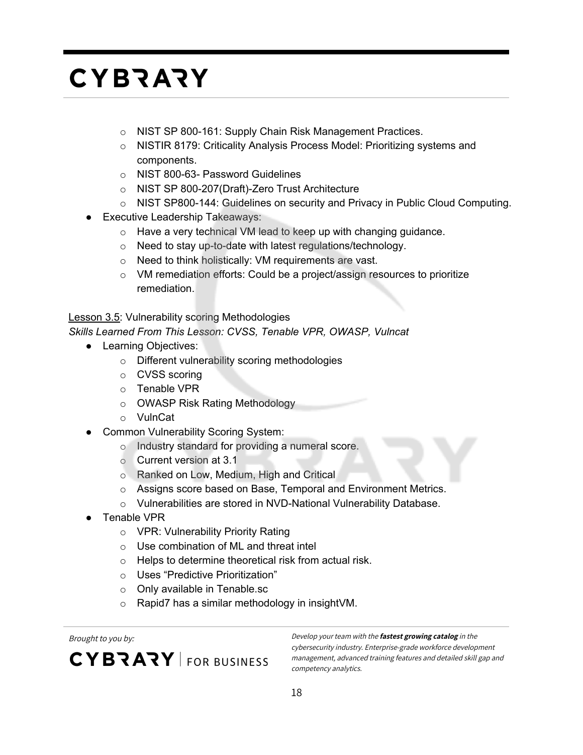- NIST SP 800-161: Supply Chain Risk Management Practices.
    - NISTIR 8179: Criticality Analysis Process Model: Prioritizing systems and components.
    - NIST 800-63- Password Guidelines
    - NIST SP 800-207(Draft)-Zero Trust Architecture
    - NIST SP800-144: Guidelines on security and Privacy in Public Cloud Computing.
- Executive Leadership Takeaways:
    - Have a very technical VM lead to keep up with changing guidance.
    - Need to stay up-to-date with latest regulations/technology.
    - Need to think holistically: VM requirements are vast.
    - VM remediation efforts: Could be a project/assign resources to prioritize remediation.

Lesson 3.5: Vulnerability scoring Methodologies

*Skills Learned From This Lesson: CVSS, Tenable VPR, OWASP, Vulncat*

- Learning Objectives:
    - Different vulnerability scoring methodologies
    - CVSS scoring
    - Tenable VPR
    - OWASP Risk Rating Methodology
    - VulnCat
- Common Vulnerability Scoring System:
    - Industry standard for providing a numeral score.
    - Current version at 3.1
    - Ranked on Low, Medium, High and Critical
    - Assigns score based on Base, Temporal and Environment Metrics.
    - Vulnerabilities are stored in NVD-National Vulnerability Database.
- Tenable VPR
    - VPR: Vulnerability Priority Rating
    - Use combination of ML and threat intel
    - Helps to determine theoretical risk from actual risk.
    - Uses "Predictive Prioritization"
    - Only available in Tenable.sc
    - Rapid7 has a similar methodology in insightVM.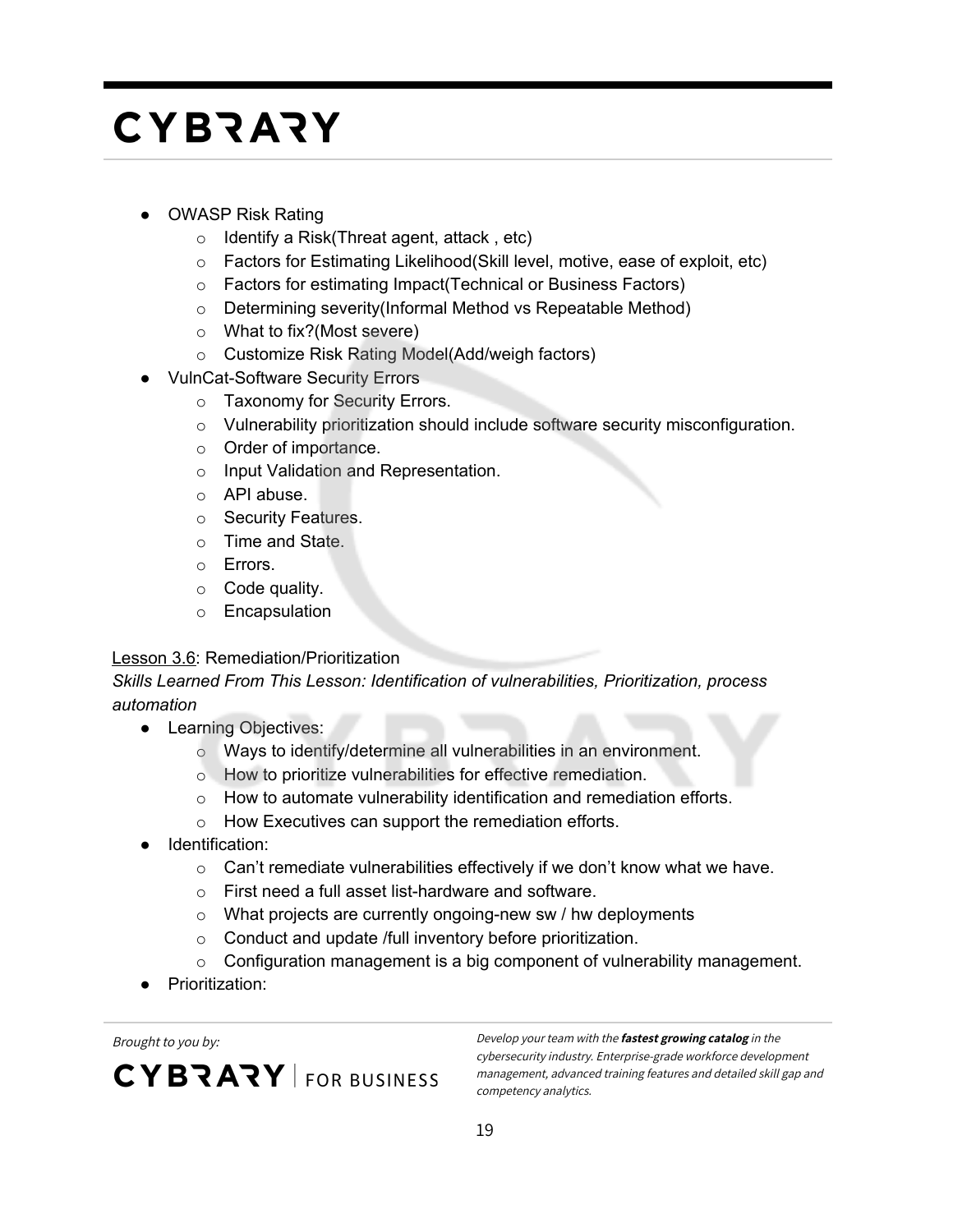- OWASP Risk Rating
  - Identify a Risk(Threat agent, attack , etc)
  - Factors for Estimating Likelihood(Skill level, motive, ease of exploit, etc)
  - Factors for estimating Impact(Technical or Business Factors)
  - Determining severity(Informal Method vs Repeatable Method)
  - What to fix?(Most severe)
  - Customize Risk Rating Model(Add/weigh factors)
- VulnCat-Software Security Errors
  - Taxonomy for Security Errors.
  - Vulnerability prioritization should include software security misconfiguration.
  - Order of importance.
  - Input Validation and Representation.
  - API abuse.
  - Security Features.
  - Time and State.
  - Errors.
  - Code quality.
  - Encapsulation

Lesson 3.6: Remediation/Prioritization

*Skills Learned From This Lesson: Identification of vulnerabilities, Prioritization, process automation*

- Learning Objectives:
  - Ways to identify/determine all vulnerabilities in an environment.
  - How to prioritize vulnerabilities for effective remediation.
  - How to automate vulnerability identification and remediation efforts.
  - How Executives can support the remediation efforts.
- Identification:
  - Can't remediate vulnerabilities effectively if we don't know what we have.
  - First need a full asset list-hardware and software.
  - What projects are currently ongoing-new sw / hw deployments
  - Conduct and update /full inventory before prioritization.
  - Configuration management is a big component of vulnerability management.
- Prioritization: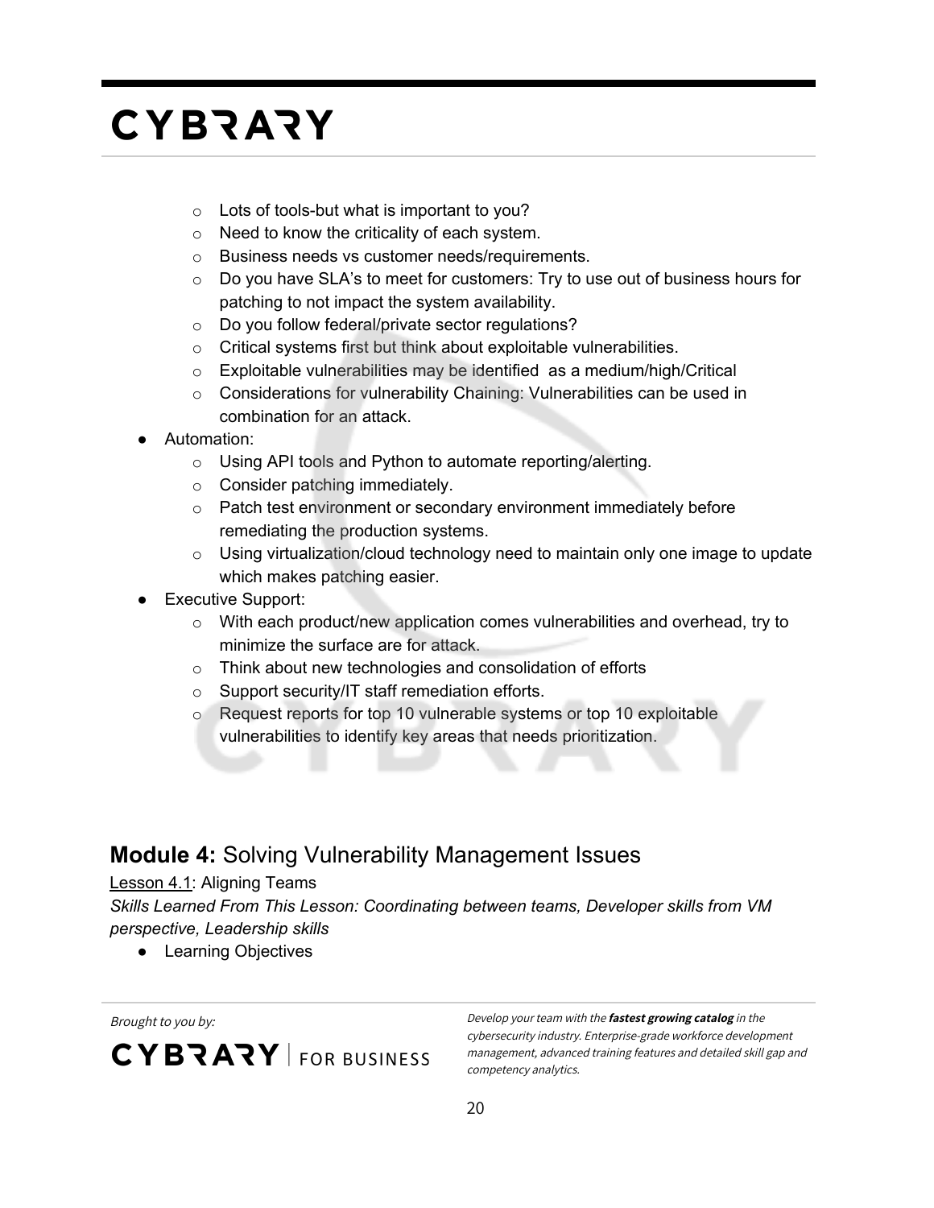- Lots of tools-but what is important to you?
- Need to know the criticality of each system.
- Business needs vs customer needs/requirements.
- Do you have SLA's to meet for customers: Try to use out of business hours for patching to not impact the system availability.
- Do you follow federal/private sector regulations?
- Critical systems first but think about exploitable vulnerabilities.
- Exploitable vulnerabilities may be identified as a medium/high/Critical
- Considerations for vulnerability Chaining: Vulnerabilities can be used in combination for an attack.

- Automation:
  - Using API tools and Python to automate reporting/alerting.
  - Consider patching immediately.
  - Patch test environment or secondary environment immediately before remediating the production systems.
  - Using virtualization/cloud technology need to maintain only one image to update which makes patching easier.
- Executive Support:
  - With each product/new application comes vulnerabilities and overhead, try to minimize the surface are for attack.
  - Think about new technologies and consolidation of efforts
  - Support security/IT staff remediation efforts.
  - Request reports for top 10 vulnerable systems or top 10 exploitable vulnerabilities to identify key areas that needs prioritization.

## **Module 4:** Solving Vulnerability Management Issues

Lesson 4.1: Aligning Teams

*Skills Learned From This Lesson: Coordinating between teams, Developer skills from VM perspective, Leadership skills*

- Learning Objectives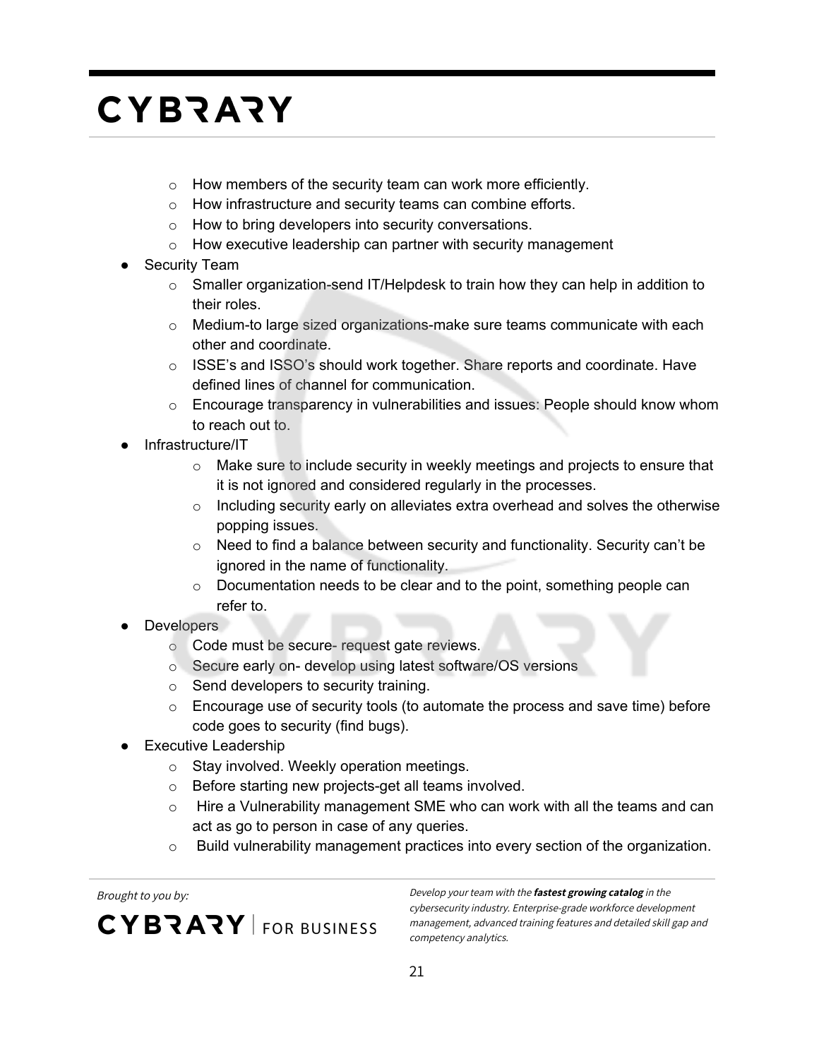- How members of the security team can work more efficiently.
  - How infrastructure and security teams can combine efforts.
  - How to bring developers into security conversations.
  - How executive leadership can partner with security management
- Security Team
  - Smaller organization-send IT/Helpdesk to train how they can help in addition to their roles.
  - Medium-to large sized organizations-make sure teams communicate with each other and coordinate.
  - ISSE's and ISSO's should work together. Share reports and coordinate. Have defined lines of channel for communication.
  - Encourage transparency in vulnerabilities and issues: People should know whom to reach out to.
- Infrastructure/IT
  - Make sure to include security in weekly meetings and projects to ensure that it is not ignored and considered regularly in the processes.
  - Including security early on alleviates extra overhead and solves the otherwise popping issues.
  - Need to find a balance between security and functionality. Security can't be ignored in the name of functionality.
  - Documentation needs to be clear and to the point, something people can refer to.
- Developers
  - Code must be secure- request gate reviews.
  - Secure early on- develop using latest software/OS versions
  - Send developers to security training.
  - Encourage use of security tools (to automate the process and save time) before code goes to security (find bugs).
- Executive Leadership
  - Stay involved. Weekly operation meetings.
  - Before starting new projects-get all teams involved.
  - Hire a Vulnerability management SME who can work with all the teams and can act as go to person in case of any queries.
  - Build vulnerability management practices into every section of the organization.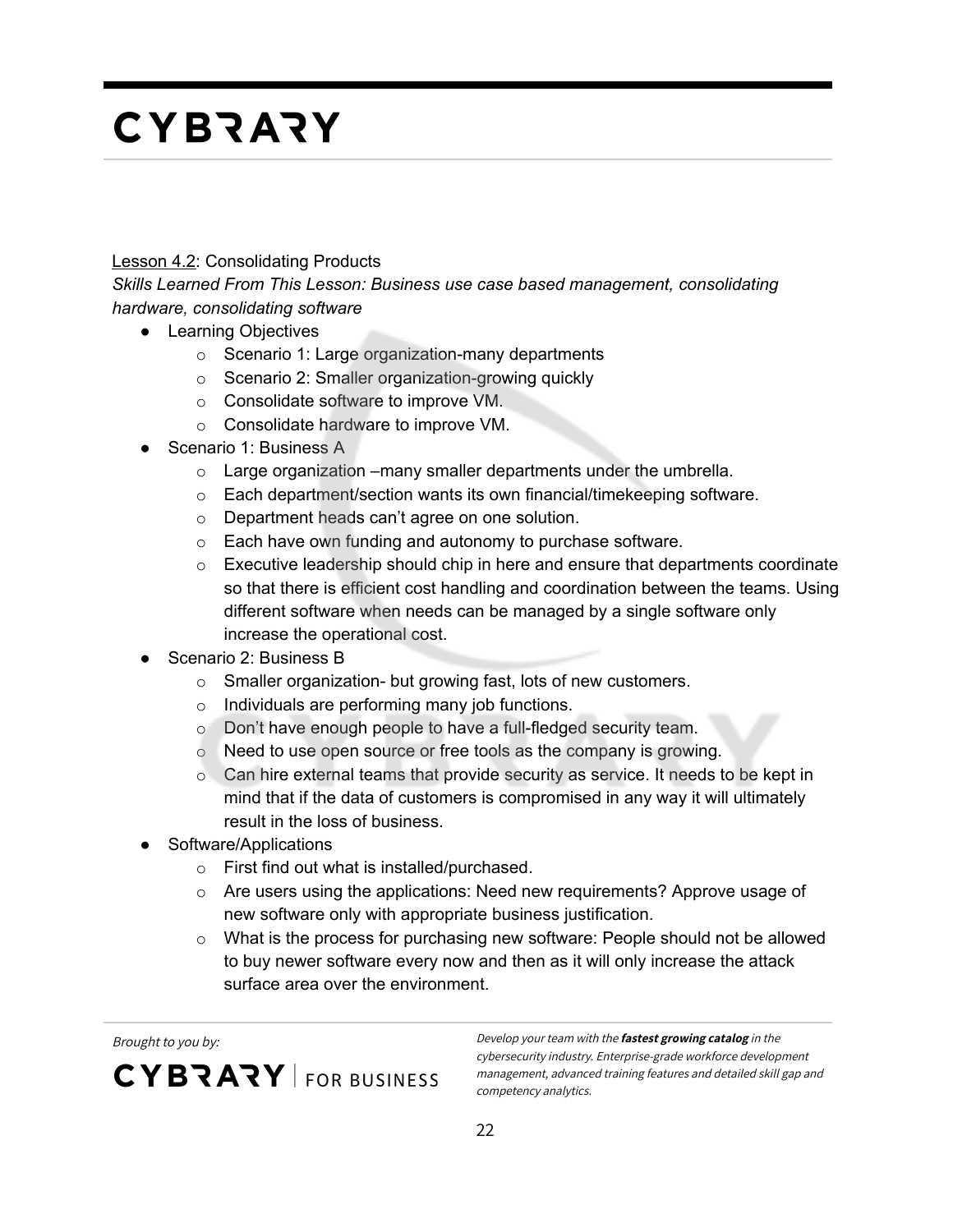Lesson 4.2: Consolidating Products

*Skills Learned From This Lesson: Business use case based management, consolidating hardware, consolidating software*

- Learning Objectives
  - Scenario 1: Large organization-many departments
  - Scenario 2: Smaller organization-growing quickly
  - Consolidate software to improve VM.
  - Consolidate hardware to improve VM.
- Scenario 1: Business A
  - Large organization –many smaller departments under the umbrella.
  - Each department/section wants its own financial/timekeeping software.
  - Department heads can't agree on one solution.
  - Each have own funding and autonomy to purchase software.
  - Executive leadership should chip in here and ensure that departments coordinate so that there is efficient cost handling and coordination between the teams. Using different software when needs can be managed by a single software only increase the operational cost.
- Scenario 2: Business B
  - Smaller organization- but growing fast, lots of new customers.
  - Individuals are performing many job functions.
  - Don't have enough people to have a full-fledged security team.
  - Need to use open source or free tools as the company is growing.
  - Can hire external teams that provide security as service. It needs to be kept in mind that if the data of customers is compromised in any way it will ultimately result in the loss of business.
- Software/Applications
  - First find out what is installed/purchased.
  - Are users using the applications: Need new requirements? Approve usage of new software only with appropriate business justification.
  - What is the process for purchasing new software: People should not be allowed to buy newer software every now and then as it will only increase the attack surface area over the environment.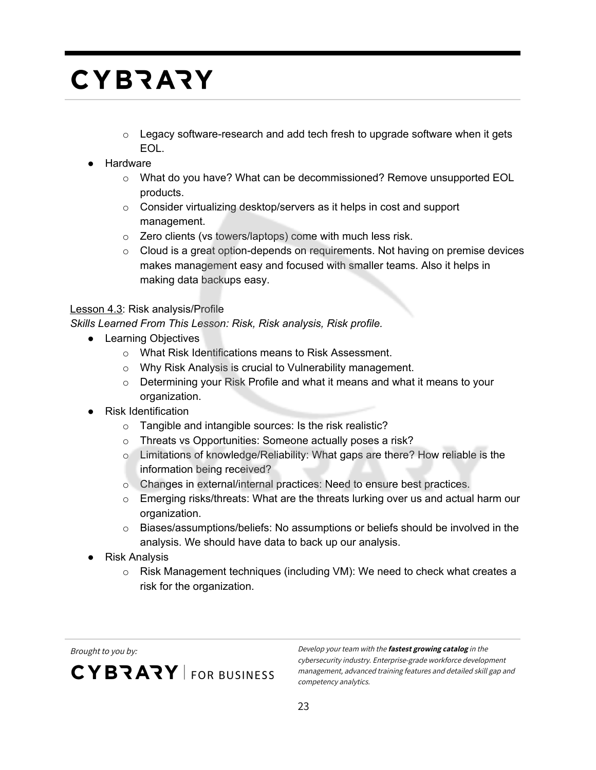- Legacy software-research and add tech fresh to upgrade software when it gets EOL.
- Hardware
  - What do you have? What can be decommissioned? Remove unsupported EOL products.
  - Consider virtualizing desktop/servers as it helps in cost and support management.
  - Zero clients (vs towers/laptops) come with much less risk.
  - Cloud is a great option-depends on requirements. Not having on premise devices makes management easy and focused with smaller teams. Also it helps in making data backups easy.

<u>Lesson 4.3</u>: Risk analysis/Profile

*Skills Learned From This Lesson: Risk, Risk analysis, Risk profile.*

- Learning Objectives
  - What Risk Identifications means to Risk Assessment.
  - Why Risk Analysis is crucial to Vulnerability management.
  - Determining your Risk Profile and what it means and what it means to your organization.
- Risk Identification
  - Tangible and intangible sources: Is the risk realistic?
  - Threats vs Opportunities: Someone actually poses a risk?
  - Limitations of knowledge/Reliability: What gaps are there? How reliable is the information being received?
  - Changes in external/internal practices: Need to ensure best practices.
  - Emerging risks/threats: What are the threats lurking over us and actual harm our organization.
  - Biases/assumptions/beliefs: No assumptions or beliefs should be involved in the analysis. We should have data to back up our analysis.
- Risk Analysis
  - Risk Management techniques (including VM): We need to check what creates a risk for the organization.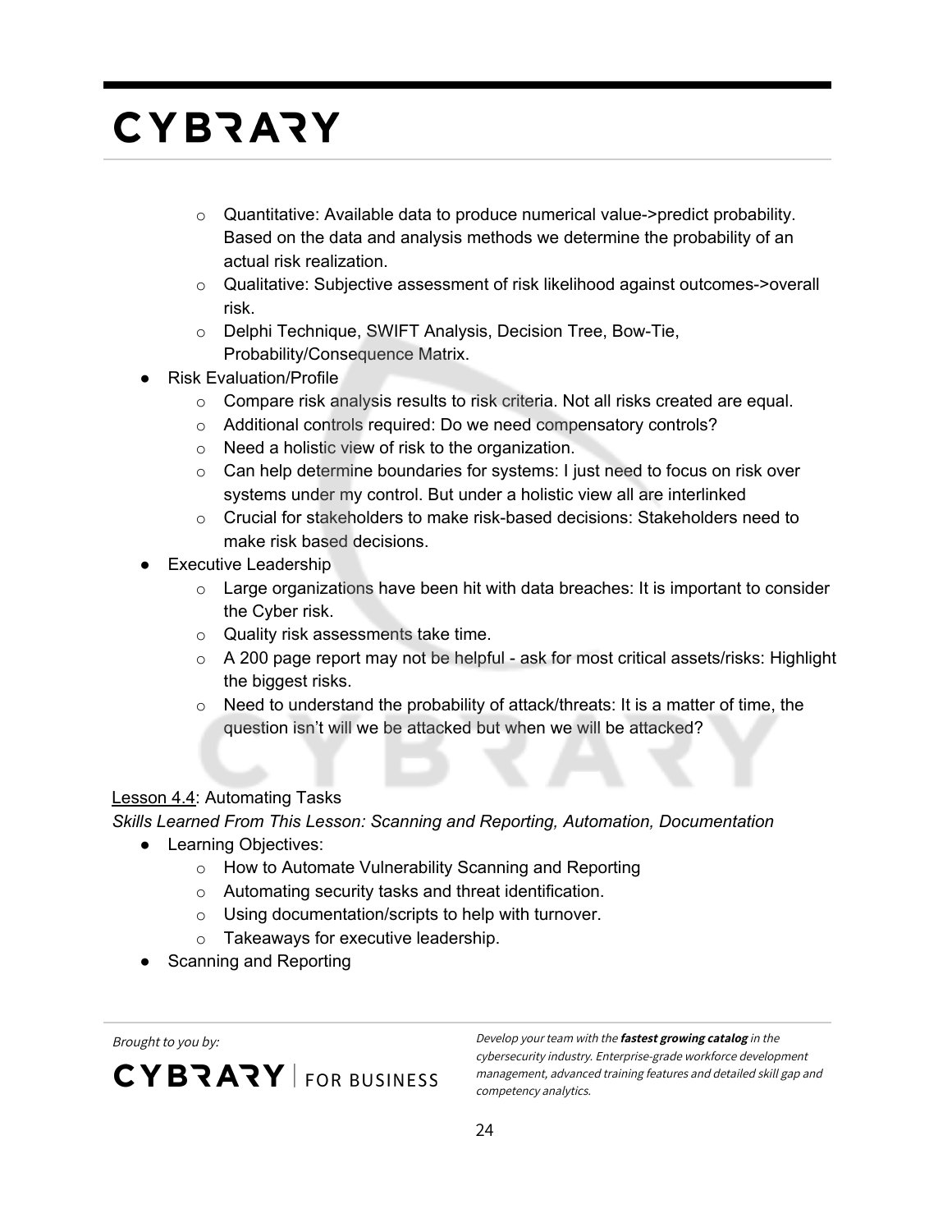- Quantitative: Available data to produce numerical value->predict probability. Based on the data and analysis methods we determine the probability of an actual risk realization.
  - Qualitative: Subjective assessment of risk likelihood against outcomes->overall risk.
  - Delphi Technique, SWIFT Analysis, Decision Tree, Bow-Tie, Probability/Consequence Matrix.
- Risk Evaluation/Profile
  - Compare risk analysis results to risk criteria. Not all risks created are equal.
  - Additional controls required: Do we need compensatory controls?
  - Need a holistic view of risk to the organization.
  - Can help determine boundaries for systems: I just need to focus on risk over systems under my control. But under a holistic view all are interlinked
  - Crucial for stakeholders to make risk-based decisions: Stakeholders need to make risk based decisions.
- Executive Leadership
  - Large organizations have been hit with data breaches: It is important to consider the Cyber risk.
  - Quality risk assessments take time.
  - A 200 page report may not be helpful - ask for most critical assets/risks: Highlight the biggest risks.
  - Need to understand the probability of attack/threats: It is a matter of time, the question isn't will we be attacked but when we will be attacked?

<u>Lesson 4.4</u>: Automating Tasks

*Skills Learned From This Lesson: Scanning and Reporting, Automation, Documentation*

- Learning Objectives:
  - How to Automate Vulnerability Scanning and Reporting
  - Automating security tasks and threat identification.
  - Using documentation/scripts to help with turnover.
  - Takeaways for executive leadership.
- Scanning and Reporting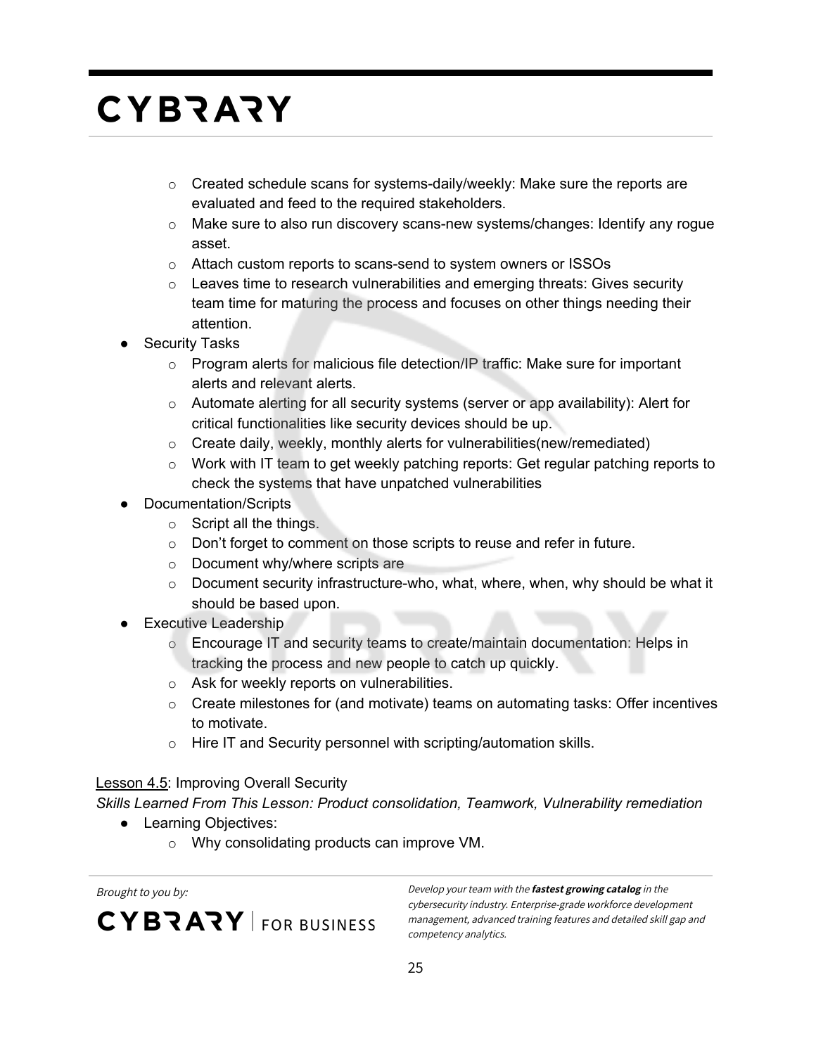- Created schedule scans for systems-daily/weekly: Make sure the reports are evaluated and feed to the required stakeholders.
  - Make sure to also run discovery scans-new systems/changes: Identify any rogue asset.
  - Attach custom reports to scans-send to system owners or ISSOs
  - Leaves time to research vulnerabilities and emerging threats: Gives security team time for maturing the process and focuses on other things needing their attention.
- Security Tasks
  - Program alerts for malicious file detection/IP traffic: Make sure for important alerts and relevant alerts.
  - Automate alerting for all security systems (server or app availability): Alert for critical functionalities like security devices should be up.
  - Create daily, weekly, monthly alerts for vulnerabilities(new/remediated)
  - Work with IT team to get weekly patching reports: Get regular patching reports to check the systems that have unpatched vulnerabilities
- Documentation/Scripts
  - Script all the things.
  - Don't forget to comment on those scripts to reuse and refer in future.
  - Document why/where scripts are
  - Document security infrastructure-who, what, where, when, why should be what it should be based upon.
- Executive Leadership
  - Encourage IT and security teams to create/maintain documentation: Helps in tracking the process and new people to catch up quickly.
  - Ask for weekly reports on vulnerabilities.
  - Create milestones for (and motivate) teams on automating tasks: Offer incentives to motivate.
  - Hire IT and Security personnel with scripting/automation skills.

Lesson 4.5: Improving Overall Security

*Skills Learned From This Lesson: Product consolidation, Teamwork, Vulnerability remediation*

- Learning Objectives:
  - Why consolidating products can improve VM.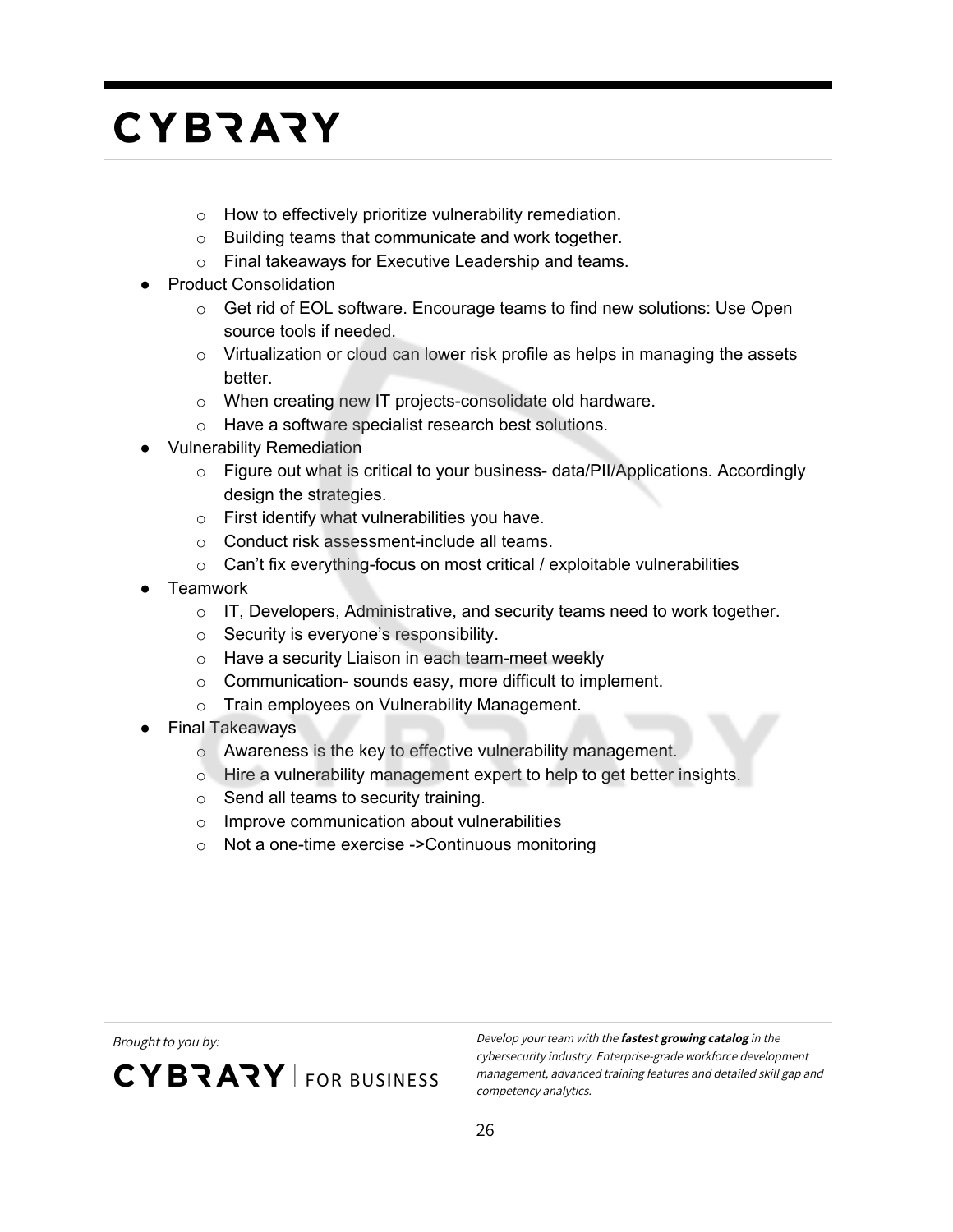- How to effectively prioritize vulnerability remediation.
  - Building teams that communicate and work together.
  - Final takeaways for Executive Leadership and teams.
- Product Consolidation
  - Get rid of EOL software. Encourage teams to find new solutions: Use Open source tools if needed.
  - Virtualization or cloud can lower risk profile as helps in managing the assets better.
  - When creating new IT projects-consolidate old hardware.
  - Have a software specialist research best solutions.
- Vulnerability Remediation
  - Figure out what is critical to your business- data/PII/Applications. Accordingly design the strategies.
  - First identify what vulnerabilities you have.
  - Conduct risk assessment-include all teams.
  - Can't fix everything-focus on most critical / exploitable vulnerabilities
- Teamwork
  - IT, Developers, Administrative, and security teams need to work together.
  - Security is everyone's responsibility.
  - Have a security Liaison in each team-meet weekly
  - Communication- sounds easy, more difficult to implement.
  - Train employees on Vulnerability Management.
- Final Takeaways
  - Awareness is the key to effective vulnerability management.
  - Hire a vulnerability management expert to help to get better insights.
  - Send all teams to security training.
  - Improve communication about vulnerabilities
  - Not a one-time exercise ->Continuous monitoring